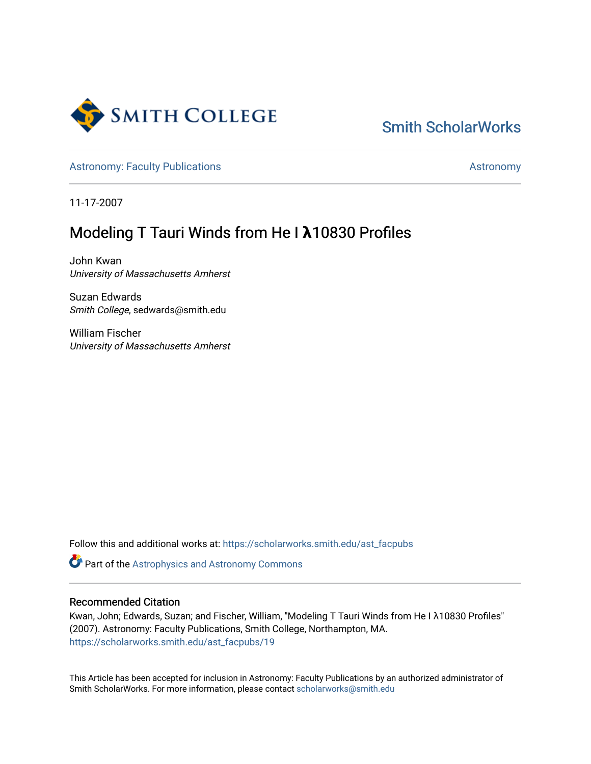Smith ScholarWorks

Astronomy: Faculty Publications

Astronomy

11-17-2007

# Modeling T Tauri Winds from He I λ10830 Profiles

John Kwan
*University of Massachusetts Amherst*

Suzan Edwards
*Smith College*, sedwards@smith.edu

William Fischer
*University of Massachusetts Amherst*

Follow this and additional works at: https://scholarworks.smith.edu/ast_facpubs

Part of the Astrophysics and Astronomy Commons

## Recommended Citation

Kwan, John; Edwards, Suzan; and Fischer, William, "Modeling T Tauri Winds from He I λ10830 Profiles" (2007). Astronomy: Faculty Publications, Smith College, Northampton, MA.
https://scholarworks.smith.edu/ast_facpubs/19

This Article has been accepted for inclusion in Astronomy: Faculty Publications by an authorized administrator of Smith ScholarWorks. For more information, please contact scholarworks@smith.edu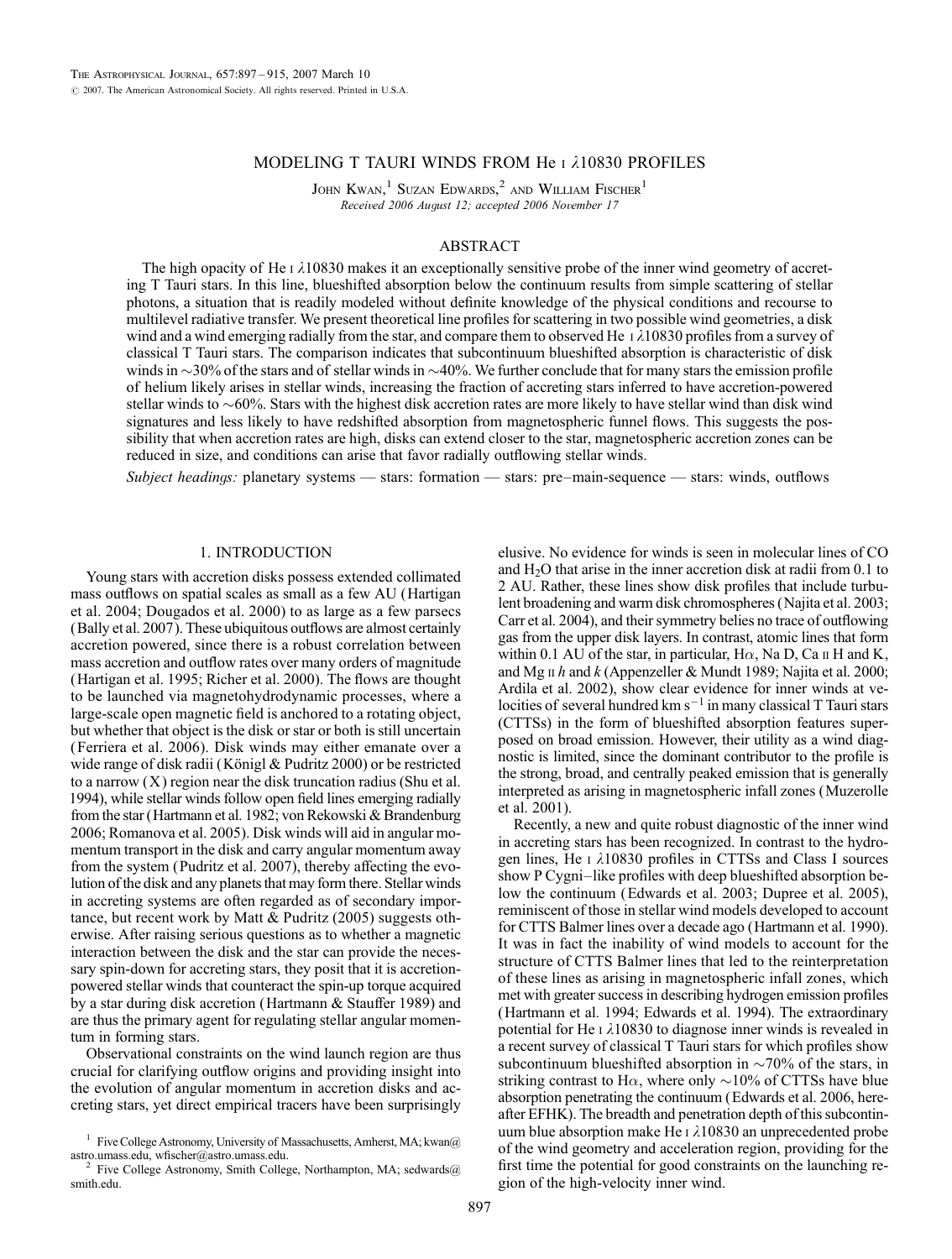# MODELING T TAURI WINDS FROM He I λ10830 PROFILES

John Kwan,[1] Suzan Edwards,[2] and William Fischer[1]

*Received 2006 August 12; accepted 2006 November 17*

## ABSTRACT

The high opacity of He I λ10830 makes it an exceptionally sensitive probe of the inner wind geometry of accreting T Tauri stars. In this line, blueshifted absorption below the continuum results from simple scattering of stellar photons, a situation that is readily modeled without definite knowledge of the physical conditions and recourse to multilevel radiative transfer. We present theoretical line profiles for scattering in two possible wind geometries, a disk wind and a wind emerging radially from the star, and compare them to observed He I λ10830 profiles from a survey of classical T Tauri stars. The comparison indicates that subcontinuum blueshifted absorption is characteristic of disk winds in ~30% of the stars and of stellar winds in ~40%. We further conclude that for many stars the emission profile of helium likely arises in stellar winds, increasing the fraction of accreting stars inferred to have accretion-powered stellar winds to ~60%. Stars with the highest disk accretion rates are more likely to have stellar wind than disk wind signatures and less likely to have redshifted absorption from magnetospheric funnel flows. This suggests the possibility that when accretion rates are high, disks can extend closer to the star, magnetospheric accretion zones can be reduced in size, and conditions can arise that favor radially outflowing stellar winds.

*Subject headings:* planetary systems — stars: formation — stars: pre–main-sequence — stars: winds, outflows

## 1. INTRODUCTION

Young stars with accretion disks possess extended collimated mass outflows on spatial scales as small as a few AU (Hartigan et al. 2004; Dougados et al. 2000) to as large as a few parsecs (Bally et al. 2007). These ubiquitous outflows are almost certainly accretion powered, since there is a robust correlation between mass accretion and outflow rates over many orders of magnitude (Hartigan et al. 1995; Richer et al. 2000). The flows are thought to be launched via magnetohydrodynamic processes, where a large-scale open magnetic field is anchored to a rotating object, but whether that object is the disk or star or both is still uncertain (Ferriera et al. 2006). Disk winds may either emanate over a wide range of disk radii (Königl & Pudritz 2000) or be restricted to a narrow (X) region near the disk truncation radius (Shu et al. 1994), while stellar winds follow open field lines emerging radially from the star (Hartmann et al. 1982; von Rekowski & Brandenburg 2006; Romanova et al. 2005). Disk winds will aid in angular momentum transport in the disk and carry angular momentum away from the system (Pudritz et al. 2007), thereby affecting the evolution of the disk and any planets that may form there. Stellar winds in accreting systems are often regarded as of secondary importance, but recent work by Matt & Pudritz (2005) suggests otherwise. After raising serious questions as to whether a magnetic interaction between the disk and the star can provide the necessary spin-down for accreting stars, they posit that it is accretion-powered stellar winds that counteract the spin-up torque acquired by a star during disk accretion (Hartmann & Stauffer 1989) and are thus the primary agent for regulating stellar angular momentum in forming stars.

Observational constraints on the wind launch region are thus crucial for clarifying outflow origins and providing insight into the evolution of angular momentum in accretion disks and accreting stars, yet direct empirical tracers have been surprisingly elusive. No evidence for winds is seen in molecular lines of CO and $H_2O$ that arise in the inner accretion disk at radii from 0.1 to 2 AU. Rather, these lines show disk profiles that include turbulent broadening and warm disk chromospheres (Najita et al. 2003; Carr et al. 2004), and their symmetry belies no trace of outflowing gas from the upper disk layers. In contrast, atomic lines that form within 0.1 AU of the star, in particular, Hα, Na D, Ca II H and K, and Mg II *h* and *k* (Appenzeller & Mundt 1989; Najita et al. 2000; Ardila et al. 2002), show clear evidence for inner winds at velocities of several hundred km $s^{-1}$ in many classical T Tauri stars (CTTSs) in the form of blueshifted absorption features superposed on broad emission. However, their utility as a wind diagnostic is limited, since the dominant contributor to the profile is the strong, broad, and centrally peaked emission that is generally interpreted as arising in magnetospheric infall zones (Muzerolle et al. 2001).

Recently, a new and quite robust diagnostic of the inner wind in accreting stars has been recognized. In contrast to the hydrogen lines, He I λ10830 profiles in CTTSs and Class I sources show P Cygni–like profiles with deep blueshifted absorption below the continuum (Edwards et al. 2003; Dupree et al. 2005), reminiscent of those in stellar wind models developed to account for CTTS Balmer lines over a decade ago (Hartmann et al. 1990). It was in fact the inability of wind models to account for the structure of CTTS Balmer lines that led to the reinterpretation of these lines as arising in magnetospheric infall zones, which met with greater success in describing hydrogen emission profiles (Hartmann et al. 1994; Edwards et al. 1994). The extraordinary potential for He I λ10830 to diagnose inner winds is revealed in a recent survey of classical T Tauri stars for which profiles show subcontinuum blueshifted absorption in ~70% of the stars, in striking contrast to Hα, where only ~10% of CTTSs have blue absorption penetrating the continuum (Edwards et al. 2006, hereafter EFHK). The breadth and penetration depth of this subcontinuum blue absorption make He I λ10830 an unprecedented probe of the wind geometry and acceleration region, providing for the first time the potential for good constraints on the launching region of the high-velocity inner wind.

[1] Five College Astronomy, University of Massachusetts, Amherst, MA; kwan@astro.umass.edu, wfischer@astro.umass.edu.

[2] Five College Astronomy, Smith College, Northampton, MA; sedwards@smith.edu.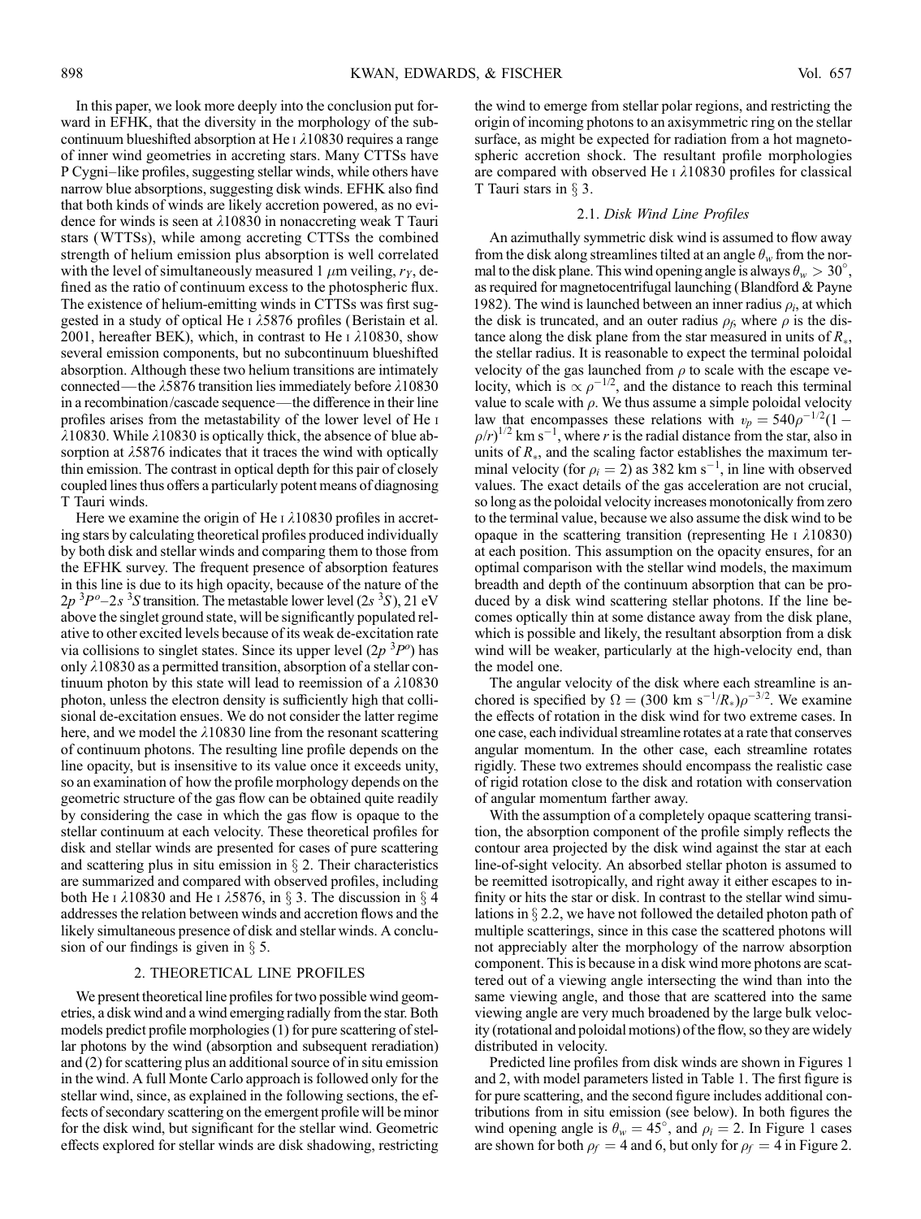In this paper, we look more deeply into the conclusion put forward in EFHK, that the diversity in the morphology of the subcontinuum blueshifted absorption at He I $\lambda10830$ requires a range of inner wind geometries in accreting stars. Many CTTSs have P Cygni–like profiles, suggesting stellar winds, while others have narrow blue absorptions, suggesting disk winds. EFHK also find that both kinds of winds are likely accretion powered, as no evidence for winds is seen at $\lambda10830$ in nonaccreting weak T Tauri stars (WTTSs), while among accreting CTTSs the combined strength of helium emission plus absorption is well correlated with the level of simultaneously measured 1 $\mu$m veiling, $r_Y$, defined as the ratio of continuum excess to the photospheric flux. The existence of helium-emitting winds in CTTSs was first suggested in a study of optical He I $\lambda5876$ profiles (Beristain et al. 2001, hereafter BEK), which, in contrast to He I $\lambda10830$, show several emission components, but no subcontinuum blueshifted absorption. Although these two helium transitions are intimately connected—the $\lambda5876$ transition lies immediately before $\lambda10830$ in a recombination/cascade sequence—the difference in their line profiles arises from the metastability of the lower level of He I $\lambda10830$. While $\lambda10830$ is optically thick, the absence of blue absorption at $\lambda5876$ indicates that it traces the wind with optically thin emission. The contrast in optical depth for this pair of closely coupled lines thus offers a particularly potent means of diagnosing T Tauri winds.

Here we examine the origin of He I $\lambda10830$ profiles in accreting stars by calculating theoretical profiles produced individually by both disk and stellar winds and comparing them to those from the EFHK survey. The frequent presence of absorption features in this line is due to its high opacity, because of the nature of the $2p\ ^3P^o$–$2s\ ^3S$ transition. The metastable lower level ($2s\ ^3S$), 21 eV above the singlet ground state, will be significantly populated relative to other excited levels because of its weak de-excitation rate via collisions to singlet states. Since its upper level ($2p\ ^3P^o$) has only $\lambda10830$ as a permitted transition, absorption of a stellar continuum photon by this state will lead to reemission of a $\lambda10830$ photon, unless the electron density is sufficiently high that collisional de-excitation ensues. We do not consider the latter regime here, and we model the $\lambda10830$ line from the resonant scattering of continuum photons. The resulting line profile depends on the line opacity, but is insensitive to its value once it exceeds unity, so an examination of how the profile morphology depends on the geometric structure of the gas flow can be obtained quite readily by considering the case in which the gas flow is opaque to the stellar continuum at each velocity. These theoretical profiles for disk and stellar winds are presented for cases of pure scattering and scattering plus in situ emission in § 2. Their characteristics are summarized and compared with observed profiles, including both He I $\lambda10830$ and He I $\lambda5876$, in § 3. The discussion in § 4 addresses the relation between winds and accretion flows and the likely simultaneous presence of disk and stellar winds. A conclusion of our findings is given in § 5.

## 2. THEORETICAL LINE PROFILES

We present theoretical line profiles for two possible wind geometries, a disk wind and a wind emerging radially from the star. Both models predict profile morphologies (1) for pure scattering of stellar photons by the wind (absorption and subsequent reradiation) and (2) for scattering plus an additional source of in situ emission in the wind. A full Monte Carlo approach is followed only for the stellar wind, since, as explained in the following sections, the effects of secondary scattering on the emergent profile will be minor for the disk wind, but significant for the stellar wind. Geometric effects explored for stellar winds are disk shadowing, restricting the wind to emerge from stellar polar regions, and restricting the origin of incoming photons to an axisymmetric ring on the stellar surface, as might be expected for radiation from a hot magnetospheric accretion shock. The resultant profile morphologies are compared with observed He I $\lambda10830$ profiles for classical T Tauri stars in § 3.

### 2.1. *Disk Wind Line Profiles*

An azimuthally symmetric disk wind is assumed to flow away from the disk along streamlines tilted at an angle $\theta_w$ from the normal to the disk plane. This wind opening angle is always $\theta_w > 30°$, as required for magnetocentrifugal launching (Blandford & Payne 1982). The wind is launched between an inner radius $\rho_i$, at which the disk is truncated, and an outer radius $\rho_f$, where $\rho$ is the distance along the disk plane from the star measured in units of $R_*$, the stellar radius. It is reasonable to expect the terminal poloidal velocity of the gas launched from $\rho$ to scale with the escape velocity, which is $\propto \rho^{-1/2}$, and the distance to reach this terminal value to scale with $\rho$. We thus assume a simple poloidal velocity law that encompasses these relations with $v_p = 540\rho^{-1/2}(1 - \rho/r)^{1/2}$ km s$^{-1}$, where $r$ is the radial distance from the star, also in units of $R_*$, and the scaling factor establishes the maximum terminal velocity (for $\rho_i = 2$) as 382 km s$^{-1}$, in line with observed values. The exact details of the gas acceleration are not crucial, so long as the poloidal velocity increases monotonically from zero to the terminal value, because we also assume the disk wind to be opaque in the scattering transition (representing He I $\lambda10830$) at each position. This assumption on the opacity ensures, for an optimal comparison with the stellar wind models, the maximum breadth and depth of the continuum absorption that can be produced by a disk wind scattering stellar photons. If the line becomes optically thin at some distance away from the disk plane, which is possible and likely, the resultant absorption from a disk wind will be weaker, particularly at the high-velocity end, than the model one.

The angular velocity of the disk where each streamline is anchored is specified by $\Omega = (300 \text{ km s}^{-1}/R_*)\rho^{-3/2}$. We examine the effects of rotation in the disk wind for two extreme cases. In one case, each individual streamline rotates at a rate that conserves angular momentum. In the other case, each streamline rotates rigidly. These two extremes should encompass the realistic case of rigid rotation close to the disk and rotation with conservation of angular momentum farther away.

With the assumption of a completely opaque scattering transition, the absorption component of the profile simply reflects the contour area projected by the disk wind against the star at each line-of-sight velocity. An absorbed stellar photon is assumed to be reemitted isotropically, and right away it either escapes to infinity or hits the star or disk. In contrast to the stellar wind simulations in § 2.2, we have not followed the detailed photon path of multiple scatterings, since in this case the scattered photons will not appreciably alter the morphology of the narrow absorption component. This is because in a disk wind more photons are scattered out of a viewing angle intersecting the wind than into the same viewing angle, and those that are scattered into the same viewing angle are very much broadened by the large bulk velocity (rotational and poloidal motions) of the flow, so they are widely distributed in velocity.

Predicted line profiles from disk winds are shown in Figures 1 and 2, with model parameters listed in Table 1. The first figure is for pure scattering, and the second figure includes additional contributions from in situ emission (see below). In both figures the wind opening angle is $\theta_w = 45°$, and $\rho_i = 2$. In Figure 1 cases are shown for both $\rho_f = 4$ and 6, but only for $\rho_f = 4$ in Figure 2.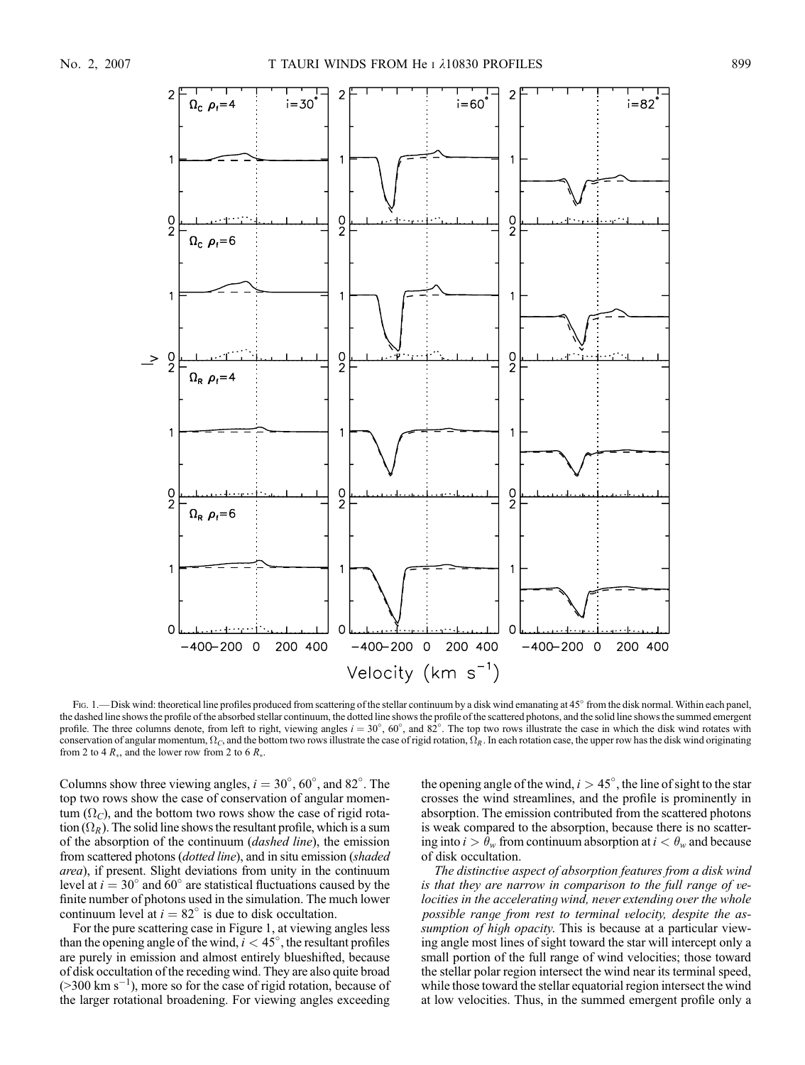Fig. 1.— Disk wind: theoretical line profiles produced from scattering of the stellar continuum by a disk wind emanating at 45° from the disk normal. Within each panel, the dashed line shows the profile of the absorbed stellar continuum, the dotted line shows the profile of the scattered photons, and the solid line shows the summed emergent profile. The three columns denote, from left to right, viewing angles $i = 30°$, $60°$, and $82°$. The top two rows illustrate the case in which the disk wind rotates with conservation of angular momentum, $\Omega_C$, and the bottom two rows illustrate the case of rigid rotation, $\Omega_R$. In each rotation case, the upper row has the disk wind originating from 2 to 4 $R_*$, and the lower row from 2 to 6 $R_*$.

Columns show three viewing angles, $i = 30°$, $60°$, and $82°$. The top two rows show the case of conservation of angular momentum ($\Omega_C$), and the bottom two rows show the case of rigid rotation ($\Omega_R$). The solid line shows the resultant profile, which is a sum of the absorption of the continuum (*dashed line*), the emission from scattered photons (*dotted line*), and in situ emission (*shaded area*), if present. Slight deviations from unity in the continuum level at $i = 30°$ and $60°$ are statistical fluctuations caused by the finite number of photons used in the simulation. The much lower continuum level at $i = 82°$ is due to disk occultation.

For the pure scattering case in Figure 1, at viewing angles less than the opening angle of the wind, $i < 45°$, the resultant profiles are purely in emission and almost entirely blueshifted, because of disk occultation of the receding wind. They are also quite broad (>300 km s$^{-1}$), more so for the case of rigid rotation, because of the larger rotational broadening. For viewing angles exceeding the opening angle of the wind, $i > 45°$, the line of sight to the star crosses the wind streamlines, and the profile is prominently in absorption. The emission contributed from the scattered photons is weak compared to the absorption, because there is no scattering into $i > \theta_w$ from continuum absorption at $i < \theta_w$ and because of disk occultation.

*The distinctive aspect of absorption features from a disk wind is that they are narrow in comparison to the full range of velocities in the accelerating wind, never extending over the whole possible range from rest to terminal velocity, despite the assumption of high opacity.* This is because at a particular viewing angle most lines of sight toward the star will intercept only a small portion of the full range of wind velocities; those toward the stellar polar region intersect the wind near its terminal speed, while those toward the stellar equatorial region intersect the wind at low velocities. Thus, in the summed emergent profile only a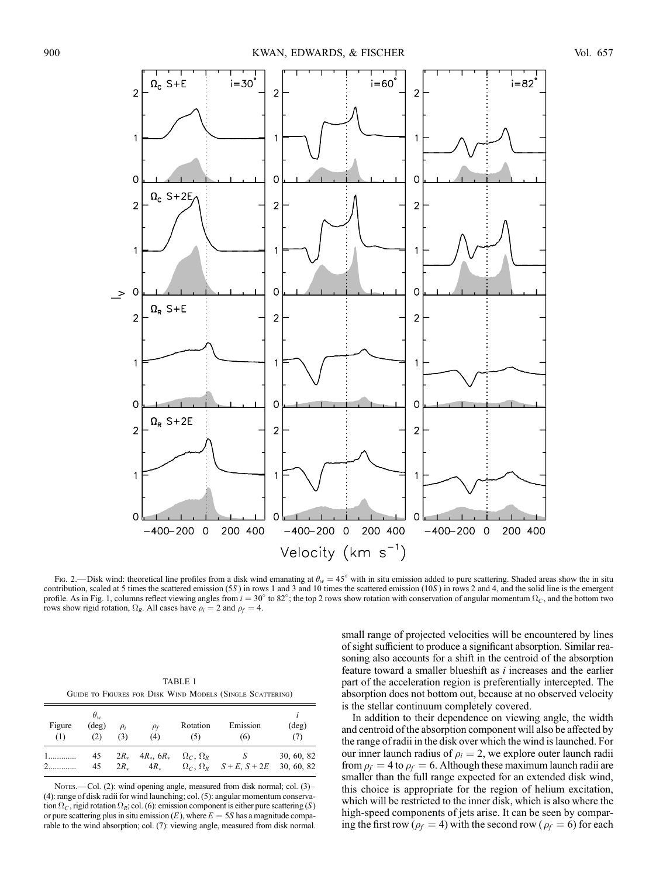Fig. 2.—Disk wind: theoretical line profiles from a disk wind emanating at $\theta_w = 45°$ with in situ emission added to pure scattering. Shaded areas show the in situ contribution, scaled at 5 times the scattered emission (5*S*) in rows 1 and 3 and 10 times the scattered emission (10*S*) in rows 2 and 4, and the solid line is the emergent profile. As in Fig. 1, columns reflect viewing angles from $i = 30°$ to 82°; the top 2 rows show rotation with conservation of angular momentum $\Omega_C$, and the bottom two rows show rigid rotation, $\Omega_R$. All cases have $\rho_i = 2$ and $\rho_f = 4$.

TABLE 1
Guide to Figures for Disk Wind Models (Single Scattering)

| Figure (1) | $\theta_w$ (deg) (2) | $\rho_i$ (3) | $\rho_f$ (4) | Rotation (5) | Emission (6) | *i* (deg) (7) |
|---|---|---|---|---|---|---|
| 1............ | 45 | $2R_*$ | $4R_*$, $6R_*$ | $\Omega_C$, $\Omega_R$ | *S* | 30, 60, 82 |
| 2............ | 45 | $2R_*$ | $4R_*$ | $\Omega_C$, $\Omega_R$ | $S + E$, $S + 2E$ | 30, 60, 82 |

Notes.—Col. (2): wind opening angle, measured from disk normal; col. (3)–(4): range of disk radii for wind launching; col. (5): angular momentum conservation $\Omega_C$, rigid rotation $\Omega_R$; col. (6): emission component is either pure scattering (*S*) or pure scattering plus in situ emission (*E*), where $E = 5S$ has a magnitude comparable to the wind absorption; col. (7): viewing angle, measured from disk normal.

small range of projected velocities will be encountered by lines of sight sufficient to produce a significant absorption. Similar reasoning also accounts for a shift in the centroid of the absorption feature toward a smaller blueshift as *i* increases and the earlier part of the acceleration region is preferentially intercepted. The absorption does not bottom out, because at no observed velocity is the stellar continuum completely covered.

In addition to their dependence on viewing angle, the width and centroid of the absorption component will also be affected by the range of radii in the disk over which the wind is launched. For our inner launch radius of $\rho_i = 2$, we explore outer launch radii from $\rho_f = 4$ to $\rho_f = 6$. Although these maximum launch radii are smaller than the full range expected for an extended disk wind, this choice is appropriate for the region of helium excitation, which will be restricted to the inner disk, which is also where the high-speed components of jets arise. It can be seen by comparing the first row ($\rho_f = 4$) with the second row ($\rho_f = 6$) for each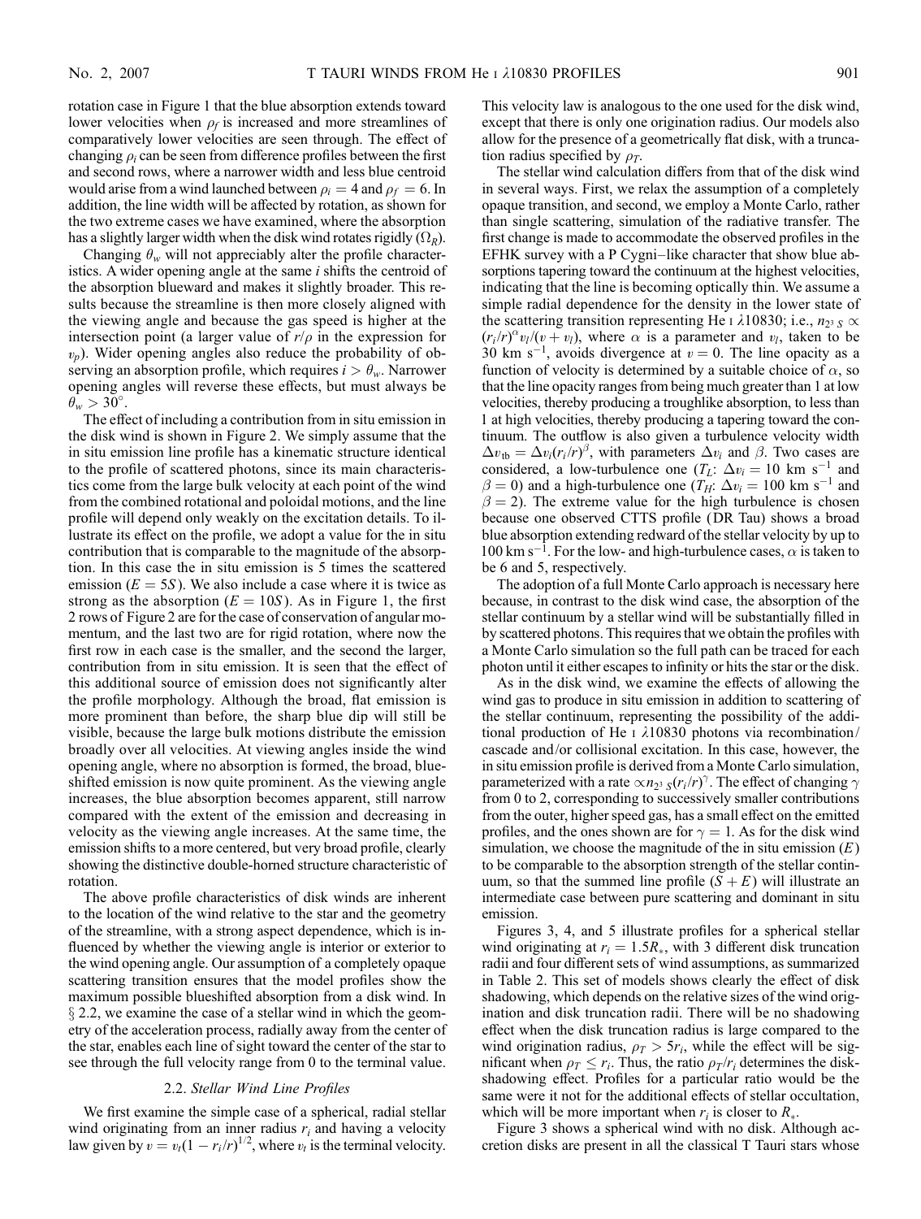rotation case in Figure 1 that the blue absorption extends toward lower velocities when $\rho_f$ is increased and more streamlines of comparatively lower velocities are seen through. The effect of changing $\rho_i$ can be seen from difference profiles between the first and second rows, where a narrower width and less blue centroid would arise from a wind launched between $\rho_i = 4$ and $\rho_f = 6$. In addition, the line width will be affected by rotation, as shown for the two extreme cases we have examined, where the absorption has a slightly larger width when the disk wind rotates rigidly ($\Omega_R$).

Changing $\theta_w$ will not appreciably alter the profile characteristics. A wider opening angle at the same $i$ shifts the centroid of the absorption blueward and makes it slightly broader. This results because the streamline is then more closely aligned with the viewing angle and because the gas speed is higher at the intersection point (a larger value of $r/\rho$ in the expression for $v_p$). Wider opening angles also reduce the probability of observing an absorption profile, which requires $i > \theta_w$. Narrower opening angles will reverse these effects, but must always be $\theta_w > 30°$.

The effect of including a contribution from in situ emission in the disk wind is shown in Figure 2. We simply assume that the in situ emission line profile has a kinematic structure identical to the profile of scattered photons, since its main characteristics come from the large bulk velocity at each point of the wind from the combined rotational and poloidal motions, and the line profile will depend only weakly on the excitation details. To illustrate its effect on the profile, we adopt a value for the in situ contribution that is comparable to the magnitude of the absorption. In this case the in situ emission is 5 times the scattered emission ($E = 5S$). We also include a case where it is twice as strong as the absorption ($E = 10S$). As in Figure 1, the first 2 rows of Figure 2 are for the case of conservation of angular momentum, and the last two are for rigid rotation, where now the first row in each case is the smaller, and the second the larger, contribution from in situ emission. It is seen that the effect of this additional source of emission does not significantly alter the profile morphology. Although the broad, flat emission is more prominent than before, the sharp blue dip will still be visible, because the large bulk motions distribute the emission broadly over all velocities. At viewing angles inside the wind opening angle, where no absorption is formed, the broad, blueshifted emission is now quite prominent. As the viewing angle increases, the blue absorption becomes apparent, still narrow compared with the extent of the emission and decreasing in velocity as the viewing angle increases. At the same time, the emission shifts to a more centered, but very broad profile, clearly showing the distinctive double-horned structure characteristic of rotation.

The above profile characteristics of disk winds are inherent to the location of the wind relative to the star and the geometry of the streamline, with a strong aspect dependence, which is influenced by whether the viewing angle is interior or exterior to the wind opening angle. Our assumption of a completely opaque scattering transition ensures that the model profiles show the maximum possible blueshifted absorption from a disk wind. In § 2.2, we examine the case of a stellar wind in which the geometry of the acceleration process, radially away from the center of the star, enables each line of sight toward the center of the star to see through the full velocity range from 0 to the terminal value.

### 2.2. *Stellar Wind Line Profiles*

We first examine the simple case of a spherical, radial stellar wind originating from an inner radius $r_i$ and having a velocity law given by $v = v_t(1 - r_i/r)^{1/2}$, where $v_t$ is the terminal velocity. This velocity law is analogous to the one used for the disk wind, except that there is only one origination radius. Our models also allow for the presence of a geometrically flat disk, with a truncation radius specified by $\rho_T$.

The stellar wind calculation differs from that of the disk wind in several ways. First, we relax the assumption of a completely opaque transition, and second, we employ a Monte Carlo, rather than single scattering, simulation of the radiative transfer. The first change is made to accommodate the observed profiles in the EFHK survey with a P Cygni–like character that show blue absorptions tapering toward the continuum at the highest velocities, indicating that the line is becoming optically thin. We assume a simple radial dependence for the density in the lower state of the scattering transition representing He I λ10830; i.e., $n_{2^3S} \propto (r_i/r)^{\alpha} v_l/(v + v_l)$, where $\alpha$ is a parameter and $v_l$, taken to be 30 km s$^{-1}$, avoids divergence at $v = 0$. The line opacity as a function of velocity is determined by a suitable choice of $\alpha$, so that the line opacity ranges from being much greater than 1 at low velocities, thereby producing a troughlike absorption, to less than 1 at high velocities, thereby producing a tapering toward the continuum. The outflow is also given a turbulence velocity width $\Delta v_{\rm tb} = \Delta v_i (r_i/r)^{\beta}$, with parameters $\Delta v_i$ and $\beta$. Two cases are considered, a low-turbulence one ($T_L$: $\Delta v_i = 10$ km s$^{-1}$ and $\beta = 0$) and a high-turbulence one ($T_H$: $\Delta v_i = 100$ km s$^{-1}$ and $\beta = 2$). The extreme value for the high turbulence is chosen because one observed CTTS profile (DR Tau) shows a broad blue absorption extending redward of the stellar velocity by up to 100 km s$^{-1}$. For the low- and high-turbulence cases, $\alpha$ is taken to be 6 and 5, respectively.

The adoption of a full Monte Carlo approach is necessary here because, in contrast to the disk wind case, the absorption of the stellar continuum by a stellar wind will be substantially filled in by scattered photons. This requires that we obtain the profiles with a Monte Carlo simulation so the full path can be traced for each photon until it either escapes to infinity or hits the star or the disk.

As in the disk wind, we examine the effects of allowing the wind gas to produce in situ emission in addition to scattering of the stellar continuum, representing the possibility of the additional production of He I λ10830 photons via recombination/cascade and/or collisional excitation. In this case, however, the in situ emission profile is derived from a Monte Carlo simulation, parameterized with a rate $\propto n_{2^3S}(r_i/r)^{\gamma}$. The effect of changing $\gamma$ from 0 to 2, corresponding to successively smaller contributions from the outer, higher speed gas, has a small effect on the emitted profiles, and the ones shown are for $\gamma = 1$. As for the disk wind simulation, we choose the magnitude of the in situ emission ($E$) to be comparable to the absorption strength of the stellar continuum, so that the summed line profile ($S + E$) will illustrate an intermediate case between pure scattering and dominant in situ emission.

Figures 3, 4, and 5 illustrate profiles for a spherical stellar wind originating at $r_i = 1.5R_*$, with 3 different disk truncation radii and four different sets of wind assumptions, as summarized in Table 2. This set of models shows clearly the effect of disk shadowing, which depends on the relative sizes of the wind origination and disk truncation radii. There will be no shadowing effect when the disk truncation radius is large compared to the wind origination radius, $\rho_T > 5r_i$, while the effect will be significant when $\rho_T \leq r_i$. Thus, the ratio $\rho_T/r_i$ determines the disk-shadowing effect. Profiles for a particular ratio would be the same were it not for the additional effects of stellar occultation, which will be more important when $r_i$ is closer to $R_*$.

Figure 3 shows a spherical wind with no disk. Although accretion disks are present in all the classical T Tauri stars whose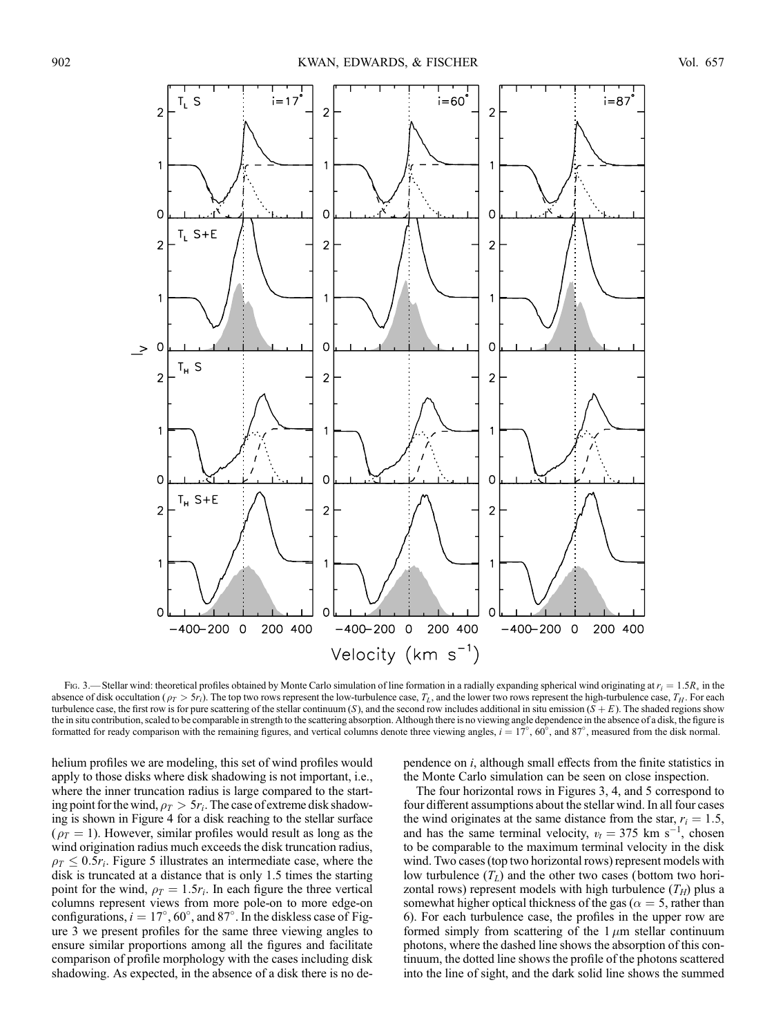Fig. 3.— Stellar wind: theoretical profiles obtained by Monte Carlo simulation of line formation in a radially expanding spherical wind originating at $r_i = 1.5R_*$ in the absence of disk occultation ($\rho_T > 5r_i$). The top two rows represent the low-turbulence case, $T_L$, and the lower two rows represent the high-turbulence case, $T_H$. For each turbulence case, the first row is for pure scattering of the stellar continuum ($S$), and the second row includes additional in situ emission ($S + E$). The shaded regions show the in situ contribution, scaled to be comparable in strength to the scattering absorption. Although there is no viewing angle dependence in the absence of a disk, the figure is formatted for ready comparison with the remaining figures, and vertical columns denote three viewing angles, $i = 17°$, $60°$, and $87°$, measured from the disk normal.

helium profiles we are modeling, this set of wind profiles would apply to those disks where disk shadowing is not important, i.e., where the inner truncation radius is large compared to the starting point for the wind, $\rho_T > 5r_i$. The case of extreme disk shadowing is shown in Figure 4 for a disk reaching to the stellar surface ($\rho_T = 1$). However, similar profiles would result as long as the wind origination radius much exceeds the disk truncation radius, $\rho_T \leq 0.5r_i$. Figure 5 illustrates an intermediate case, where the disk is truncated at a distance that is only 1.5 times the starting point for the wind, $\rho_T = 1.5r_i$. In each figure the three vertical columns represent views from more pole-on to more edge-on configurations, $i = 17°$, $60°$, and $87°$. In the diskless case of Figure 3 we present profiles for the same three viewing angles to ensure similar proportions among all the figures and facilitate comparison of profile morphology with the cases including disk shadowing. As expected, in the absence of a disk there is no dependence on $i$, although small effects from the finite statistics in the Monte Carlo simulation can be seen on close inspection.

The four horizontal rows in Figures 3, 4, and 5 correspond to four different assumptions about the stellar wind. In all four cases the wind originates at the same distance from the star, $r_i = 1.5$, and has the same terminal velocity, $v_t = 375$ km s$^{-1}$, chosen to be comparable to the maximum terminal velocity in the disk wind. Two cases (top two horizontal rows) represent models with low turbulence ($T_L$) and the other two cases (bottom two horizontal rows) represent models with high turbulence ($T_H$) plus a somewhat higher optical thickness of the gas ($\alpha = 5$, rather than 6). For each turbulence case, the profiles in the upper row are formed simply from scattering of the 1 $\mu$m stellar continuum photons, where the dashed line shows the absorption of this continuum, the dotted line shows the profile of the photons scattered into the line of sight, and the dark solid line shows the summed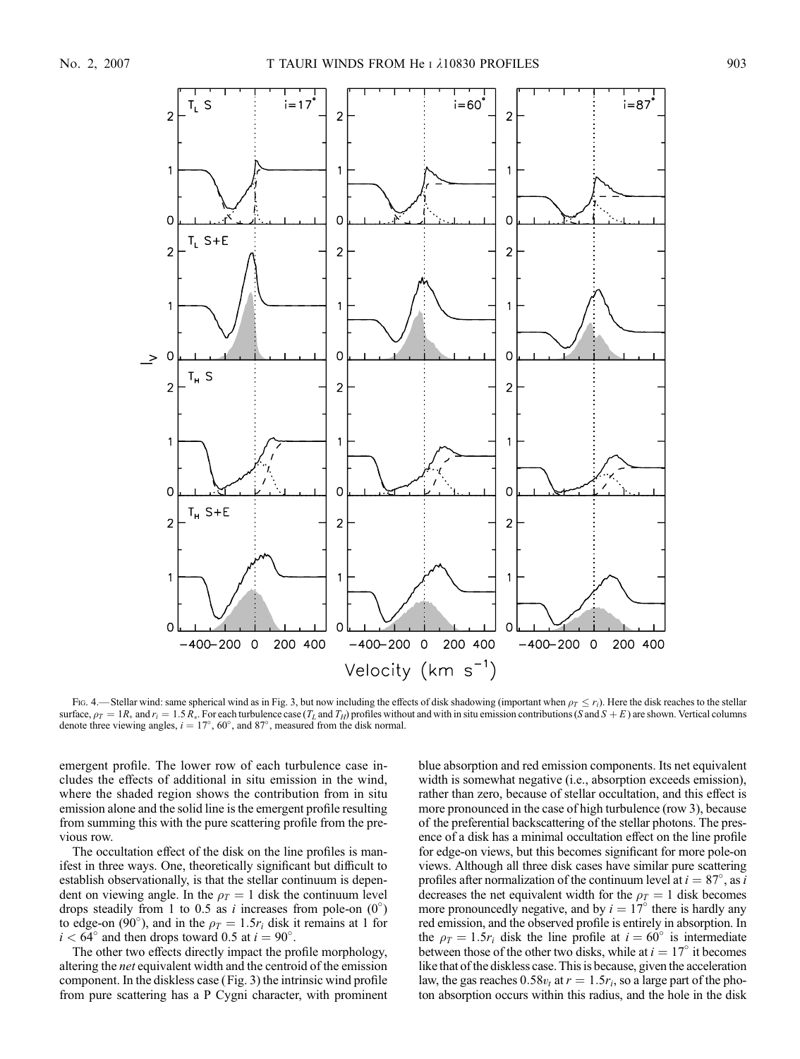Fig. 4.— Stellar wind: same spherical wind as in Fig. 3, but now including the effects of disk shadowing (important when $\rho_T \leq r_i$). Here the disk reaches to the stellar surface, $\rho_T = 1R_*$ and $r_i = 1.5\,R_*$. For each turbulence case ($T_L$ and $T_H$) profiles without and with in situ emission contributions ($S$ and $S+E$) are shown. Vertical columns denote three viewing angles, $i = 17°$, 60°, and 87°, measured from the disk normal.

emergent profile. The lower row of each turbulence case includes the effects of additional in situ emission in the wind, where the shaded region shows the contribution from in situ emission alone and the solid line is the emergent profile resulting from summing this with the pure scattering profile from the previous row.

The occultation effect of the disk on the line profiles is manifest in three ways. One, theoretically significant but difficult to establish observationally, is that the stellar continuum is dependent on viewing angle. In the $\rho_T = 1$ disk the continuum level drops steadily from 1 to 0.5 as $i$ increases from pole-on (0°) to edge-on (90°), and in the $\rho_T = 1.5r_i$ disk it remains at 1 for $i < 64°$ and then drops toward 0.5 at $i = 90°$.

The other two effects directly impact the profile morphology, altering the *net* equivalent width and the centroid of the emission component. In the diskless case (Fig. 3) the intrinsic wind profile from pure scattering has a P Cygni character, with prominent blue absorption and red emission components. Its net equivalent width is somewhat negative (i.e., absorption exceeds emission), rather than zero, because of stellar occultation, and this effect is more pronounced in the case of high turbulence (row 3), because of the preferential backscattering of the stellar photons. The presence of a disk has a minimal occultation effect on the line profile for edge-on views, but this becomes significant for more pole-on views. Although all three disk cases have similar pure scattering profiles after normalization of the continuum level at $i = 87°$, as $i$ decreases the net equivalent width for the $\rho_T = 1$ disk becomes more pronouncedly negative, and by $i = 17°$ there is hardly any red emission, and the observed profile is entirely in absorption. In the $\rho_T = 1.5r_i$ disk the line profile at $i = 60°$ is intermediate between those of the other two disks, while at $i = 17°$ it becomes like that of the diskless case. This is because, given the acceleration law, the gas reaches $0.58v_t$ at $r = 1.5r_i$, so a large part of the photon absorption occurs within this radius, and the hole in the disk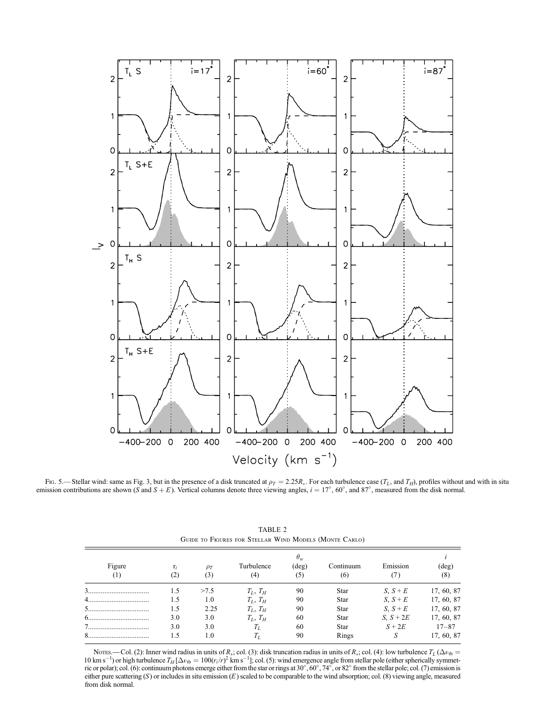Fig. 5.— Stellar wind: same as Fig. 3, but in the presence of a disk truncated at $\rho_T = 2.25R_*$. For each turbulence case ($T_L$, and $T_H$), profiles without and with in situ emission contributions are shown ($S$ and $S + E$). Vertical columns denote three viewing angles, $i = 17°$, $60°$, and $87°$, measured from the disk normal.

TABLE 2
Guide to Figures for Stellar Wind Models (Monte Carlo)

| Figure (1) | $r_i$ (2) | $\rho_T$ (3) | Turbulence (4) | $\theta_w$ (deg) (5) | Continuum (6) | Emission (7) | $i$ (deg) (8) |
|---|---|---|---|---|---|---|---|
| 3 | 1.5 | >7.5 | $T_L$, $T_H$ | 90 | Star | $S$, $S + E$ | 17, 60, 87 |
| 4 | 1.5 | 1.0 | $T_L$, $T_H$ | 90 | Star | $S$, $S + E$ | 17, 60, 87 |
| 5 | 1.5 | 2.25 | $T_L$, $T_H$ | 90 | Star | $S$, $S + E$ | 17, 60, 87 |
| 6 | 3.0 | 3.0 | $T_L$, $T_H$ | 60 | Star | $S$, $S + 2E$ | 17, 60, 87 |
| 7 | 3.0 | 3.0 | $T_L$ | 60 | Star | $S + 2E$ | 17–87 |
| 8 | 1.5 | 1.0 | $T_L$ | 90 | Rings | $S$ | 17, 60, 87 |

Notes.— Col. (2): Inner wind radius in units of $R_*$; col. (3): disk truncation radius in units of $R_*$; col. (4): low turbulence $T_L$ ($\Delta v_{\rm tb} = 10$ km s$^{-1}$) or high turbulence $T_H$ [$\Delta v_{\rm tb} = 100(r_i/r)^2$ km s$^{-1}$]; col. (5): wind emergence angle from stellar pole (either spherically symmetric or polar); col. (6): continuum photons emerge either from the star or rings at 30°, 60°, 74°, or 82° from the stellar pole; col. (7) emission is either pure scattering ($S$) or includes in situ emission ($E$) scaled to be comparable to the wind absorption; col. (8) viewing angle, measured from disk normal.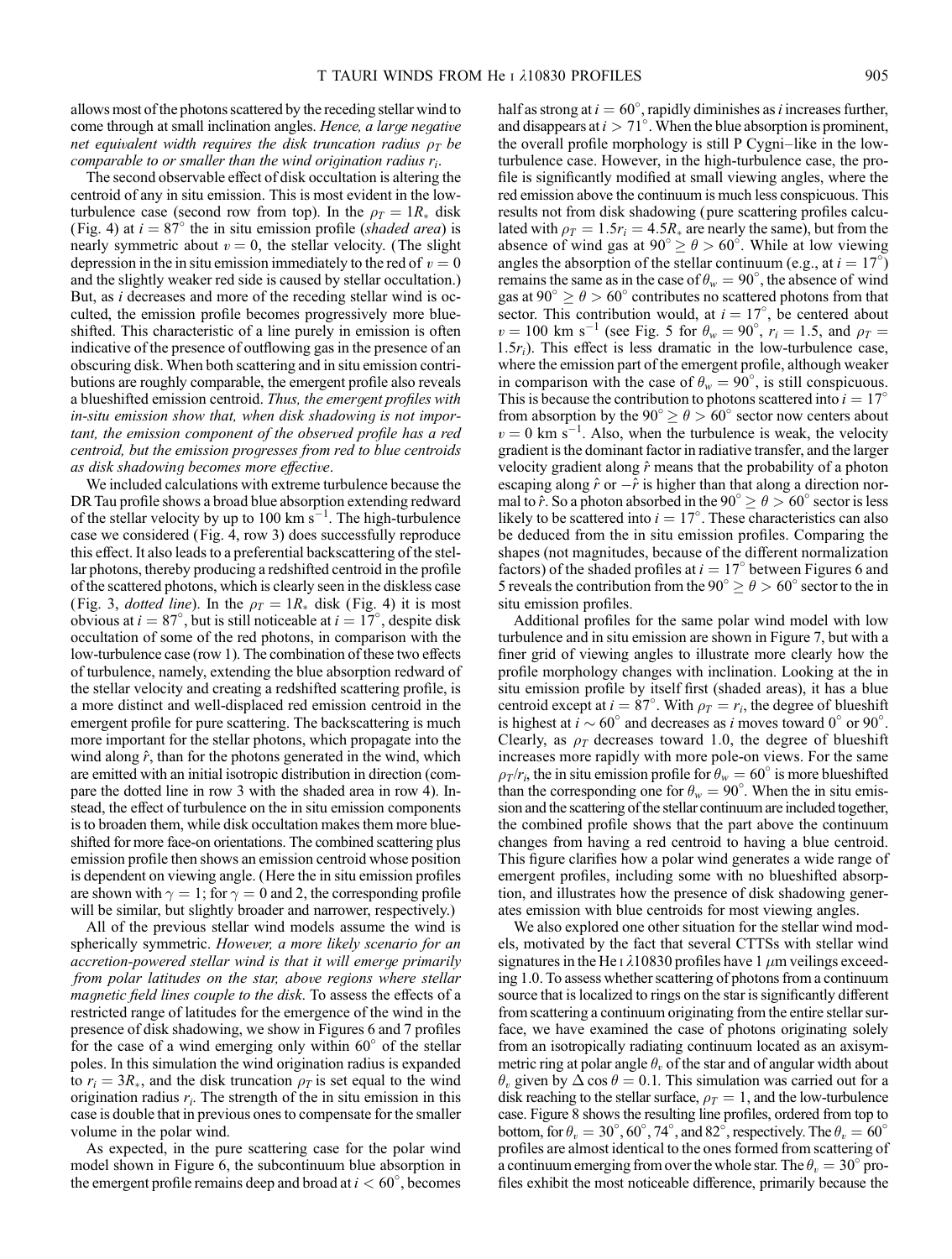allows most of the photons scattered by the receding stellar wind to come through at small inclination angles. *Hence, a large negative net equivalent width requires the disk truncation radius $\rho_T$ be comparable to or smaller than the wind origination radius $r_i$.*

The second observable effect of disk occultation is altering the centroid of any in situ emission. This is most evident in the low-turbulence case (second row from top). In the $\rho_T = 1R_*$ disk (Fig. 4) at $i = 87°$ the in situ emission profile (*shaded area*) is nearly symmetric about $v = 0$, the stellar velocity. (The slight depression in the in situ emission immediately to the red of $v = 0$ and the slightly weaker red side is caused by stellar occultation.) But, as $i$ decreases and more of the receding stellar wind is occulted, the emission profile becomes progressively more blueshifted. This characteristic of a line purely in emission is often indicative of the presence of outflowing gas in the presence of an obscuring disk. When both scattering and in situ emission contributions are roughly comparable, the emergent profile also reveals a blueshifted emission centroid. *Thus, the emergent profiles with in-situ emission show that, when disk shadowing is not important, the emission component of the observed profile has a red centroid, but the emission progresses from red to blue centroids as disk shadowing becomes more effective.*

We included calculations with extreme turbulence because the DR Tau profile shows a broad blue absorption extending redward of the stellar velocity by up to 100 km s$^{-1}$. The high-turbulence case we considered (Fig. 4, row 3) does successfully reproduce this effect. It also leads to a preferential backscattering of the stellar photons, thereby producing a redshifted centroid in the profile of the scattered photons, which is clearly seen in the diskless case (Fig. 3, *dotted line*). In the $\rho_T = 1R_*$ disk (Fig. 4) it is most obvious at $i = 87°$, but is still noticeable at $i = 17°$, despite disk occultation of some of the red photons, in comparison with the low-turbulence case (row 1). The combination of these two effects of turbulence, namely, extending the blue absorption redward of the stellar velocity and creating a redshifted scattering profile, is a more distinct and well-displaced red emission centroid in the emergent profile for pure scattering. The backscattering is much more important for the stellar photons, which propagate into the wind along $\hat{r}$, than for the photons generated in the wind, which are emitted with an initial isotropic distribution in direction (compare the dotted line in row 3 with the shaded area in row 4). Instead, the effect of turbulence on the in situ emission components is to broaden them, while disk occultation makes them more blueshifted for more face-on orientations. The combined scattering plus emission profile then shows an emission centroid whose position is dependent on viewing angle. (Here the in situ emission profiles are shown with $\gamma = 1$; for $\gamma = 0$ and 2, the corresponding profile will be similar, but slightly broader and narrower, respectively.)

All of the previous stellar wind models assume the wind is spherically symmetric. *However, a more likely scenario for an accretion-powered stellar wind is that it will emerge primarily from polar latitudes on the star, above regions where stellar magnetic field lines couple to the disk.* To assess the effects of a restricted range of latitudes for the emergence of the wind in the presence of disk shadowing, we show in Figures 6 and 7 profiles for the case of a wind emerging only within 60° of the stellar poles. In this simulation the wind origination radius is expanded to $r_i = 3R_*$, and the disk truncation $\rho_T$ is set equal to the wind origination radius $r_i$. The strength of the in situ emission in this case is double that in previous ones to compensate for the smaller volume in the polar wind.

As expected, in the pure scattering case for the polar wind model shown in Figure 6, the subcontinuum blue absorption in the emergent profile remains deep and broad at $i < 60°$, becomes half as strong at $i = 60°$, rapidly diminishes as $i$ increases further, and disappears at $i > 71°$. When the blue absorption is prominent, the overall profile morphology is still P Cygni–like in the low-turbulence case. However, in the high-turbulence case, the profile is significantly modified at small viewing angles, where the red emission above the continuum is much less conspicuous. This results not from disk shadowing (pure scattering profiles calculated with $\rho_T = 1.5r_i = 4.5R_*$ are nearly the same), but from the absence of wind gas at $90° \geq \theta > 60°$. While at low viewing angles the absorption of the stellar continuum (e.g., at $i = 17°$) remains the same as in the case of $\theta_w = 90°$, the absence of wind gas at $90° \geq \theta > 60°$ contributes no scattered photons from that sector. This contribution would, at $i = 17°$, be centered about $v = 100$ km s$^{-1}$ (see Fig. 5 for $\theta_w = 90°$, $r_i = 1.5$, and $\rho_T = 1.5r_i$). This effect is less dramatic in the low-turbulence case, where the emission part of the emergent profile, although weaker in comparison with the case of $\theta_w = 90°$, is still conspicuous. This is because the contribution to photons scattered into $i = 17°$ from absorption by the $90° \geq \theta > 60°$ sector now centers about $v = 0$ km s$^{-1}$. Also, when the turbulence is weak, the velocity gradient is the dominant factor in radiative transfer, and the larger velocity gradient along $\hat{r}$ means that the probability of a photon escaping along $\hat{r}$ or $-\hat{r}$ is higher than that along a direction normal to $\hat{r}$. So a photon absorbed in the $90° \geq \theta > 60°$ sector is less likely to be scattered into $i = 17°$. These characteristics can also be deduced from the in situ emission profiles. Comparing the shapes (not magnitudes, because of the different normalization factors) of the shaded profiles at $i = 17°$ between Figures 6 and 5 reveals the contribution from the $90° \geq \theta > 60°$ sector to the in situ emission profiles.

Additional profiles for the same polar wind model with low turbulence and in situ emission are shown in Figure 7, but with a finer grid of viewing angles to illustrate more clearly how the profile morphology changes with inclination. Looking at the in situ emission profile by itself first (shaded areas), it has a blue centroid except at $i = 87°$. With $\rho_T = r_i$, the degree of blueshift is highest at $i \sim 60°$ and decreases as $i$ moves toward 0° or 90°. Clearly, as $\rho_T$ decreases toward 1.0, the degree of blueshift increases more rapidly with more pole-on views. For the same $\rho_T/r_i$, the in situ emission profile for $\theta_w = 60°$ is more blueshifted than the corresponding one for $\theta_w = 90°$. When the in situ emission and the scattering of the stellar continuum are included together, the combined profile shows that the part above the continuum changes from having a red centroid to having a blue centroid. This figure clarifies how a polar wind generates a wide range of emergent profiles, including some with no blueshifted absorption, and illustrates how the presence of disk shadowing generates emission with blue centroids for most viewing angles.

We also explored one other situation for the stellar wind models, motivated by the fact that several CTTSs with stellar wind signatures in the He I $\lambda$10830 profiles have 1 $\mu$m veilings exceeding 1.0. To assess whether scattering of photons from a continuum source that is localized to rings on the star is significantly different from scattering a continuum originating from the entire stellar surface, we have examined the case of photons originating solely from an isotropically radiating continuum located as an axisymmetric ring at polar angle $\theta_v$ of the star and of angular width about $\theta_v$ given by $\Delta \cos \theta = 0.1$. This simulation was carried out for a disk reaching to the stellar surface, $\rho_T = 1$, and the low-turbulence case. Figure 8 shows the resulting line profiles, ordered from top to bottom, for $\theta_v = 30°, 60°, 74°$, and 82°, respectively. The $\theta_v = 60°$ profiles are almost identical to the ones formed from scattering of a continuum emerging from over the whole star. The $\theta_v = 30°$ profiles exhibit the most noticeable difference, primarily because the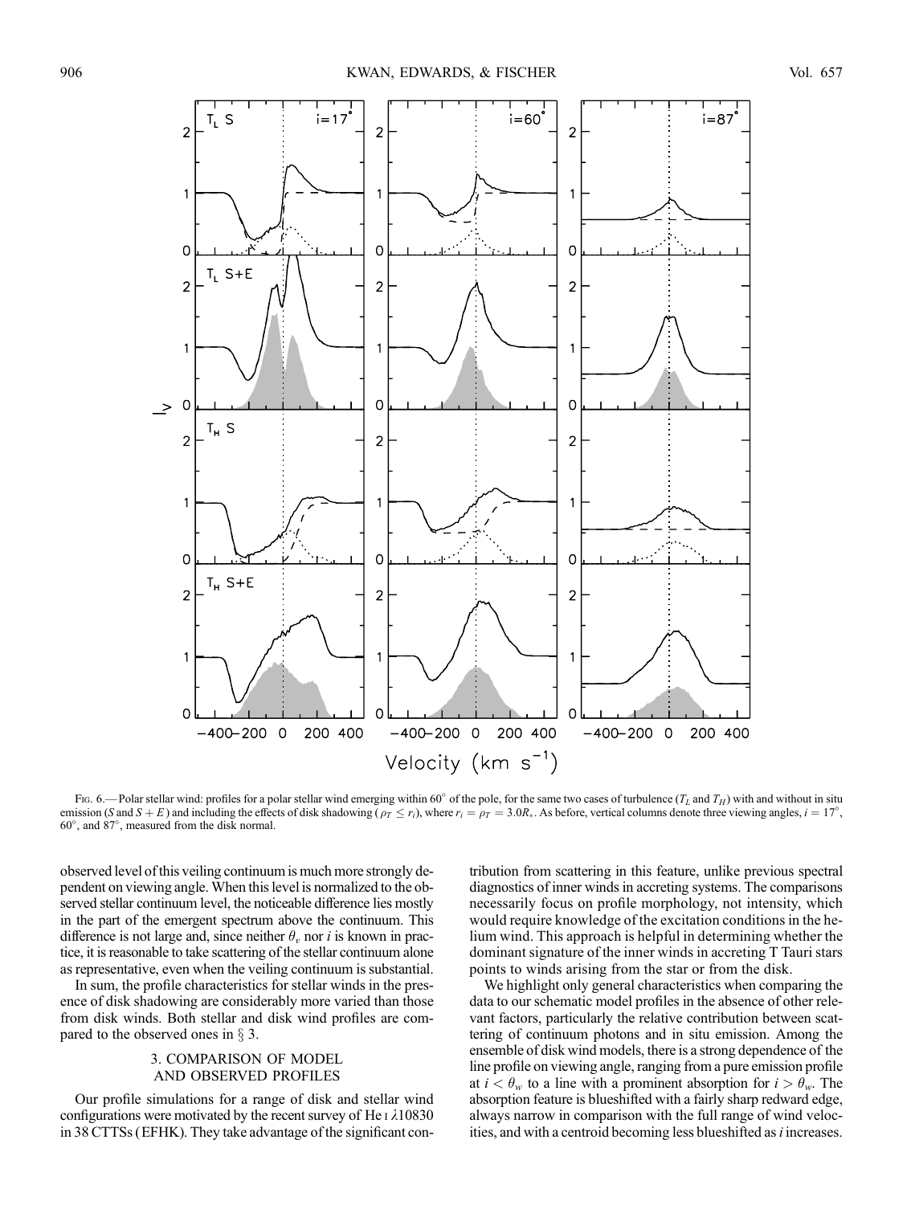Fig. 6.— Polar stellar wind: profiles for a polar stellar wind emerging within 60° of the pole, for the same two cases of turbulence ($T_L$ and $T_H$) with and without in situ emission ($S$ and $S + E$) and including the effects of disk shadowing ($\rho_T \leq r_i$), where $r_i = \rho_T = 3.0R_*$. As before, vertical columns denote three viewing angles, $i = 17°$, 60°, and 87°, measured from the disk normal.

observed level of this veiling continuum is much more strongly dependent on viewing angle. When this level is normalized to the observed stellar continuum level, the noticeable difference lies mostly in the part of the emergent spectrum above the continuum. This difference is not large and, since neither $\theta_v$ nor $i$ is known in practice, it is reasonable to take scattering of the stellar continuum alone as representative, even when the veiling continuum is substantial.

In sum, the profile characteristics for stellar winds in the presence of disk shadowing are considerably more varied than those from disk winds. Both stellar and disk wind profiles are compared to the observed ones in § 3.

## 3. COMPARISON OF MODEL AND OBSERVED PROFILES

Our profile simulations for a range of disk and stellar wind configurations were motivated by the recent survey of He I λ10830 in 38 CTTSs (EFHK). They take advantage of the significant contribution from scattering in this feature, unlike previous spectral diagnostics of inner winds in accreting systems. The comparisons necessarily focus on profile morphology, not intensity, which would require knowledge of the excitation conditions in the helium wind. This approach is helpful in determining whether the dominant signature of the inner winds in accreting T Tauri stars points to winds arising from the star or from the disk.

We highlight only general characteristics when comparing the data to our schematic model profiles in the absence of other relevant factors, particularly the relative contribution between scattering of continuum photons and in situ emission. Among the ensemble of disk wind models, there is a strong dependence of the line profile on viewing angle, ranging from a pure emission profile at $i < \theta_w$ to a line with a prominent absorption for $i > \theta_w$. The absorption feature is blueshifted with a fairly sharp redward edge, always narrow in comparison with the full range of wind velocities, and with a centroid becoming less blueshifted as $i$ increases.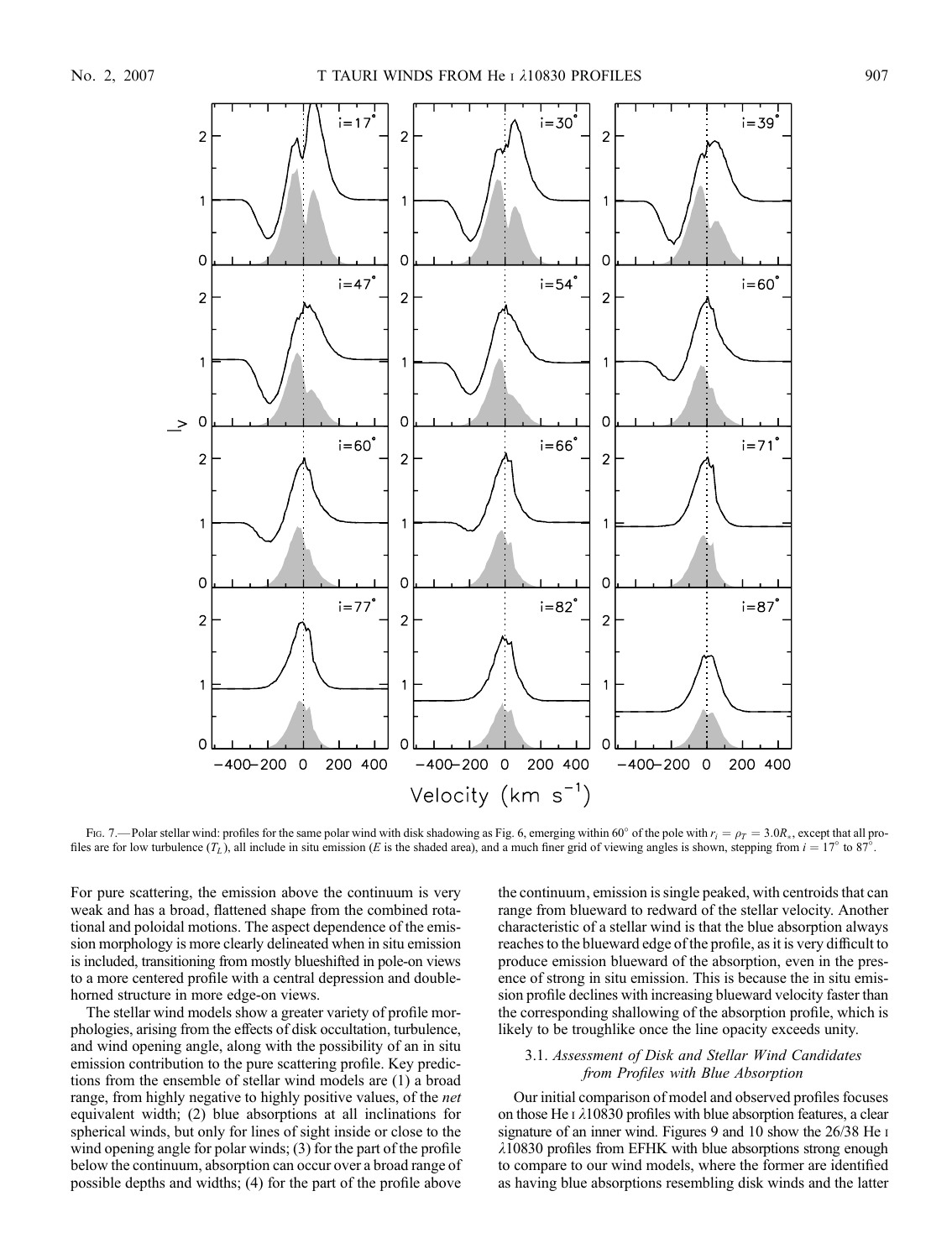Fig. 7.—Polar stellar wind: profiles for the same polar wind with disk shadowing as Fig. 6, emerging within 60° of the pole with $r_i = \rho_T = 3.0R_*$, except that all profiles are for low turbulence ($T_L$), all include in situ emission ($E$ is the shaded area), and a much finer grid of viewing angles is shown, stepping from $i = 17°$ to 87°.

For pure scattering, the emission above the continuum is very weak and has a broad, flattened shape from the combined rotational and poloidal motions. The aspect dependence of the emission morphology is more clearly delineated when in situ emission is included, transitioning from mostly blueshifted in pole-on views to a more centered profile with a central depression and double-horned structure in more edge-on views.

The stellar wind models show a greater variety of profile morphologies, arising from the effects of disk occultation, turbulence, and wind opening angle, along with the possibility of an in situ emission contribution to the pure scattering profile. Key predictions from the ensemble of stellar wind models are (1) a broad range, from highly negative to highly positive values, of the *net* equivalent width; (2) blue absorptions at all inclinations for spherical winds, but only for lines of sight inside or close to the wind opening angle for polar winds; (3) for the part of the profile below the continuum, absorption can occur over a broad range of possible depths and widths; (4) for the part of the profile above the continuum, emission is single peaked, with centroids that can range from blueward to redward of the stellar velocity. Another characteristic of a stellar wind is that the blue absorption always reaches to the blueward edge of the profile, as it is very difficult to produce emission blueward of the absorption, even in the presence of strong in situ emission. This is because the in situ emission profile declines with increasing blueward velocity faster than the corresponding shallowing of the absorption profile, which is likely to be troughlike once the line opacity exceeds unity.

### 3.1. *Assessment of Disk and Stellar Wind Candidates from Profiles with Blue Absorption*

Our initial comparison of model and observed profiles focuses on those He I λ10830 profiles with blue absorption features, a clear signature of an inner wind. Figures 9 and 10 show the 26/38 He I λ10830 profiles from EFHK with blue absorptions strong enough to compare to our wind models, where the former are identified as having blue absorptions resembling disk winds and the latter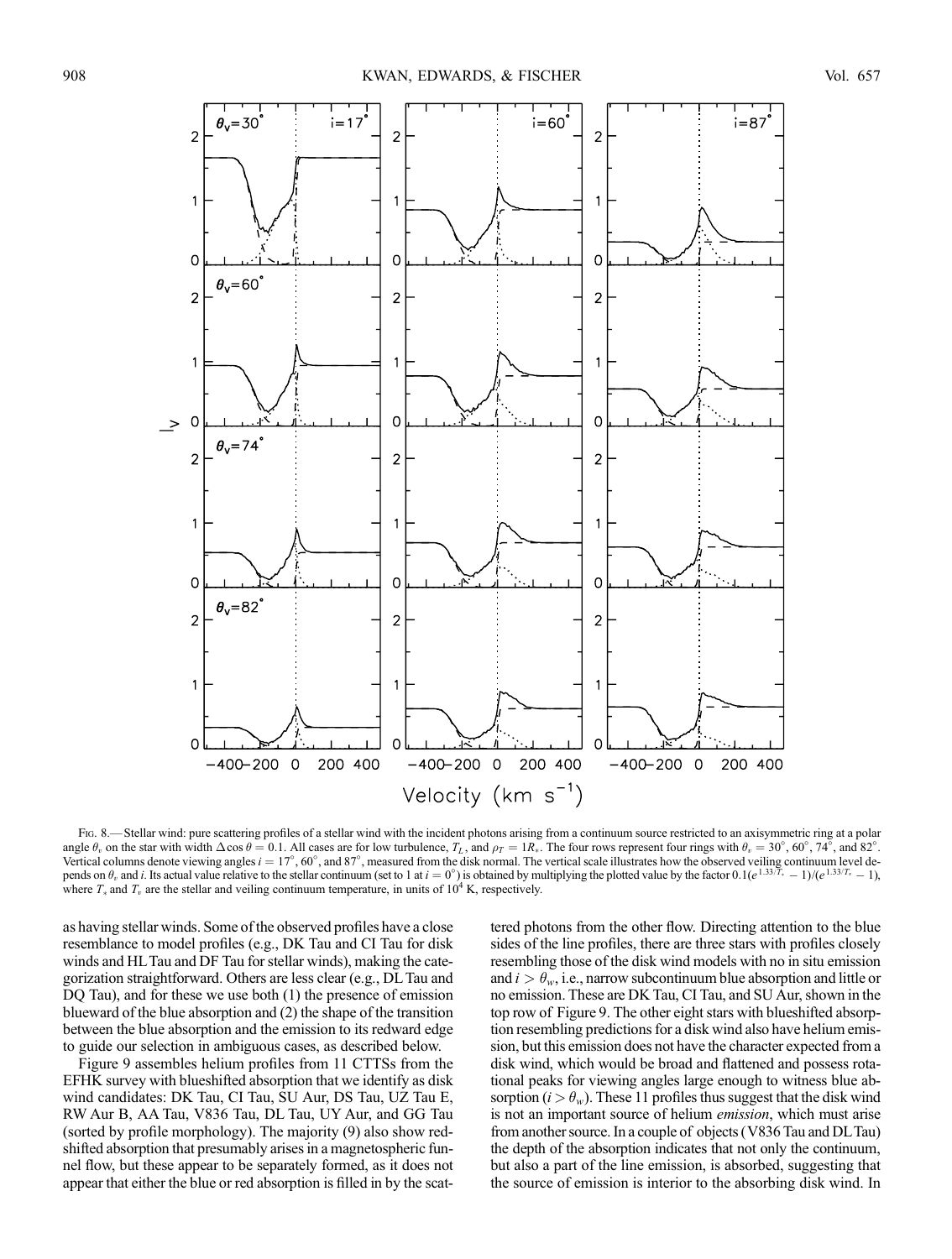Fig. 8.— Stellar wind: pure scattering profiles of a stellar wind with the incident photons arising from a continuum source restricted to an axisymmetric ring at a polar angle $\theta_v$ on the star with width $\Delta\cos\theta = 0.1$. All cases are for low turbulence, $T_L$, and $\rho_T = 1R_*$. The four rows represent four rings with $\theta_v = 30°$, $60°$, $74°$, and $82°$. Vertical columns denote viewing angles $i = 17°$, $60°$, and $87°$, measured from the disk normal. The vertical scale illustrates how the observed veiling continuum level depends on $\theta_v$ and $i$. Its actual value relative to the stellar continuum (set to 1 at $i = 0°$) is obtained by multiplying the plotted value by the factor $0.1(e^{1.33/T_*} - 1)/(e^{1.33/T_v} - 1)$, where $T_*$ and $T_v$ are the stellar and veiling continuum temperature, in units of $10^4$ K, respectively.

as having stellar winds. Some of the observed profiles have a close resemblance to model profiles (e.g., DK Tau and CI Tau for disk winds and HL Tau and DF Tau for stellar winds), making the categorization straightforward. Others are less clear (e.g., DL Tau and DQ Tau), and for these we use both (1) the presence of emission blueward of the blue absorption and (2) the shape of the transition between the blue absorption and the emission to its redward edge to guide our selection in ambiguous cases, as described below.

Figure 9 assembles helium profiles from 11 CTTSs from the EFHK survey with blueshifted absorption that we identify as disk wind candidates: DK Tau, CI Tau, SU Aur, DS Tau, UZ Tau E, RW Aur B, AA Tau, V836 Tau, DL Tau, UY Aur, and GG Tau (sorted by profile morphology). The majority (9) also show redshifted absorption that presumably arises in a magnetospheric funnel flow, but these appear to be separately formed, as it does not appear that either the blue or red absorption is filled in by the scattered photons from the other flow. Directing attention to the blue sides of the line profiles, there are three stars with profiles closely resembling those of the disk wind models with no in situ emission and $i > \theta_w$, i.e., narrow subcontinuum blue absorption and little or no emission. These are DK Tau, CI Tau, and SU Aur, shown in the top row of Figure 9. The other eight stars with blueshifted absorption resembling predictions for a disk wind also have helium emission, but this emission does not have the character expected from a disk wind, which would be broad and flattened and possess rotational peaks for viewing angles large enough to witness blue absorption ($i > \theta_w$). These 11 profiles thus suggest that the disk wind is not an important source of helium *emission*, which must arise from another source. In a couple of objects (V836 Tau and DL Tau) the depth of the absorption indicates that not only the continuum, but also a part of the line emission, is absorbed, suggesting that the source of emission is interior to the absorbing disk wind. In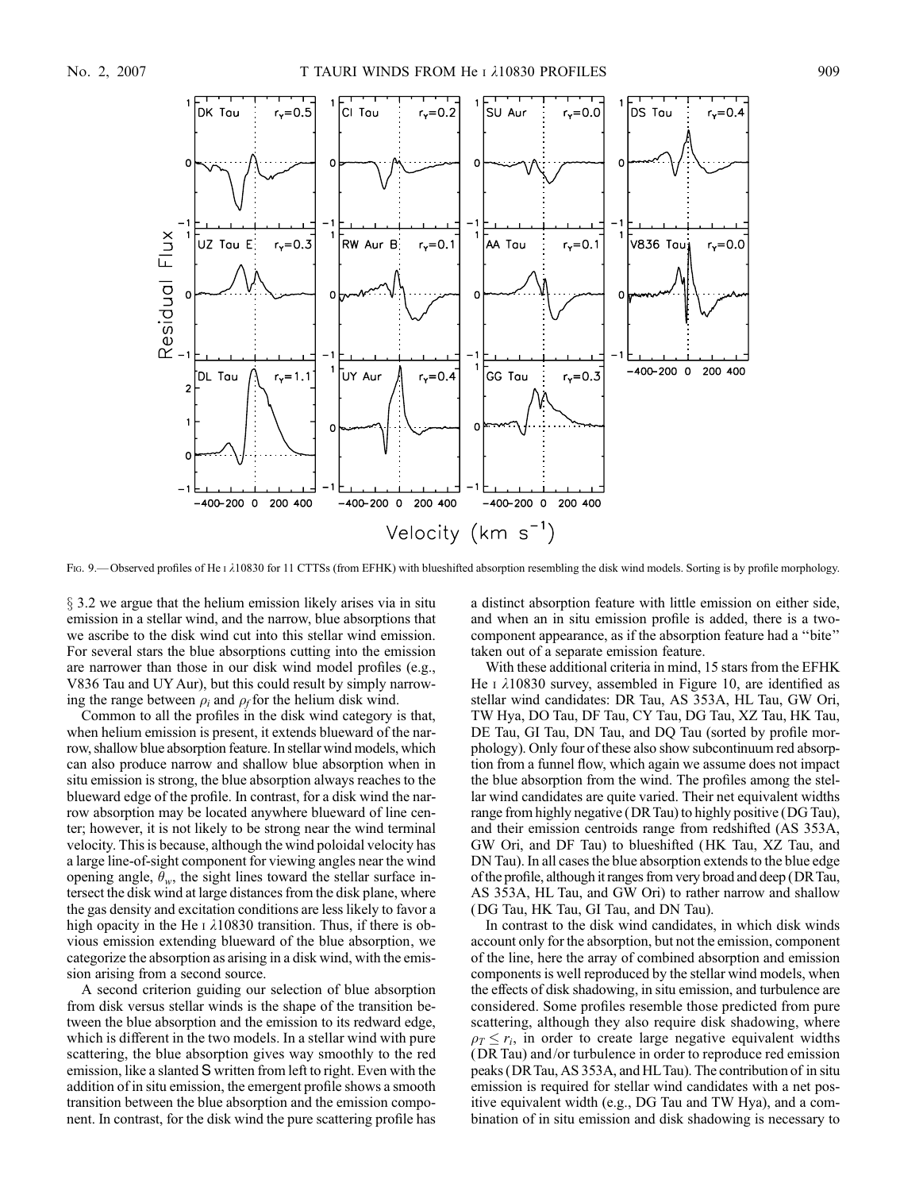Fig. 9.— Observed profiles of He I λ10830 for 11 CTTSs (from EFHK) with blueshifted absorption resembling the disk wind models. Sorting is by profile morphology.

§ 3.2 we argue that the helium emission likely arises via in situ emission in a stellar wind, and the narrow, blue absorptions that we ascribe to the disk wind cut into this stellar wind emission. For several stars the blue absorptions cutting into the emission are narrower than those in our disk wind model profiles (e.g., V836 Tau and UY Aur), but this could result by simply narrowing the range between $\rho_i$ and $\rho_f$ for the helium disk wind.

Common to all the profiles in the disk wind category is that, when helium emission is present, it extends blueward of the narrow, shallow blue absorption feature. In stellar wind models, which can also produce narrow and shallow blue absorption when in situ emission is strong, the blue absorption always reaches to the blueward edge of the profile. In contrast, for a disk wind the narrow absorption may be located anywhere blueward of line center; however, it is not likely to be strong near the wind terminal velocity. This is because, although the wind poloidal velocity has a large line-of-sight component for viewing angles near the wind opening angle, $\theta_w$, the sight lines toward the stellar surface intersect the disk wind at large distances from the disk plane, where the gas density and excitation conditions are less likely to favor a high opacity in the He I λ10830 transition. Thus, if there is obvious emission extending blueward of the blue absorption, we categorize the absorption as arising in a disk wind, with the emission arising from a second source.

A second criterion guiding our selection of blue absorption from disk versus stellar winds is the shape of the transition between the blue absorption and the emission to its redward edge, which is different in the two models. In a stellar wind with pure scattering, the blue absorption gives way smoothly to the red emission, like a slanted S written from left to right. Even with the addition of in situ emission, the emergent profile shows a smooth transition between the blue absorption and the emission component. In contrast, for the disk wind the pure scattering profile has a distinct absorption feature with little emission on either side, and when an in situ emission profile is added, there is a two-component appearance, as if the absorption feature had a ''bite'' taken out of a separate emission feature.

With these additional criteria in mind, 15 stars from the EFHK He I λ10830 survey, assembled in Figure 10, are identified as stellar wind candidates: DR Tau, AS 353A, HL Tau, GW Ori, TW Hya, DO Tau, DF Tau, CY Tau, DG Tau, XZ Tau, HK Tau, DE Tau, GI Tau, DN Tau, and DQ Tau (sorted by profile morphology). Only four of these also show subcontinuum red absorption from a funnel flow, which again we assume does not impact the blue absorption from the wind. The profiles among the stellar wind candidates are quite varied. Their net equivalent widths range from highly negative (DR Tau) to highly positive (DG Tau), and their emission centroids range from redshifted (AS 353A, GW Ori, and DF Tau) to blueshifted (HK Tau, XZ Tau, and DN Tau). In all cases the blue absorption extends to the blue edge of the profile, although it ranges from very broad and deep (DR Tau, AS 353A, HL Tau) to rather narrow and shallow (DG Tau, HK Tau, GI Tau, and DN Tau).

In contrast to the disk wind candidates, in which disk winds account only for the absorption, but not the emission, component of the line, here the array of combined absorption and emission components is well reproduced by the stellar wind models, when the effects of disk shadowing, in situ emission, and turbulence are considered. Some profiles resemble those predicted from pure scattering, although they also require disk shadowing, where $\rho_T \leq r_i$, in order to create large negative equivalent widths (DR Tau) and/or turbulence in order to reproduce red emission peaks (DR Tau, AS 353A, and HL Tau). The contribution of in situ emission is required for stellar wind candidates with a net positive equivalent width (e.g., DG Tau and TW Hya), and a combination of in situ emission and disk shadowing is necessary to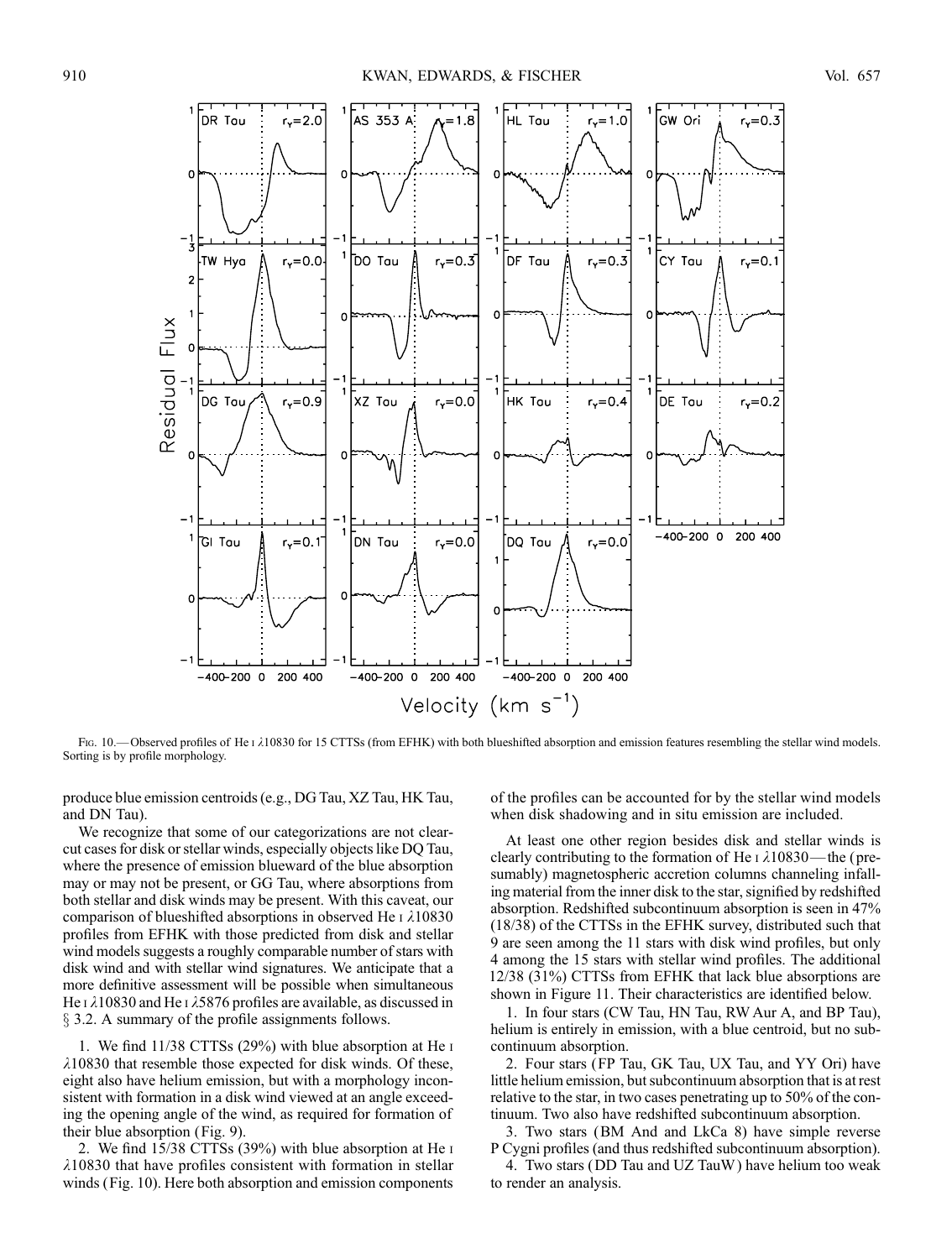Fig. 10.— Observed profiles of He I λ10830 for 15 CTTSs (from EFHK) with both blueshifted absorption and emission features resembling the stellar wind models. Sorting is by profile morphology.

produce blue emission centroids (e.g., DG Tau, XZ Tau, HK Tau, and DN Tau).

We recognize that some of our categorizations are not clear-cut cases for disk or stellar winds, especially objects like DQ Tau, where the presence of emission blueward of the blue absorption may or may not be present, or GG Tau, where absorptions from both stellar and disk winds may be present. With this caveat, our comparison of blueshifted absorptions in observed He I λ10830 profiles from EFHK with those predicted from disk and stellar wind models suggests a roughly comparable number of stars with disk wind and with stellar wind signatures. We anticipate that a more definitive assessment will be possible when simultaneous He I λ10830 and He I λ5876 profiles are available, as discussed in § 3.2. A summary of the profile assignments follows.

1. We find 11/38 CTTSs (29%) with blue absorption at He I λ10830 that resemble those expected for disk winds. Of these, eight also have helium emission, but with a morphology inconsistent with formation in a disk wind viewed at an angle exceeding the opening angle of the wind, as required for formation of their blue absorption (Fig. 9).

2. We find 15/38 CTTSs (39%) with blue absorption at He I λ10830 that have profiles consistent with formation in stellar winds (Fig. 10). Here both absorption and emission components of the profiles can be accounted for by the stellar wind models when disk shadowing and in situ emission are included.

At least one other region besides disk and stellar winds is clearly contributing to the formation of He I λ10830—the (presumably) magnetospheric accretion columns channeling infalling material from the inner disk to the star, signified by redshifted absorption. Redshifted subcontinuum absorption is seen in 47% (18/38) of the CTTSs in the EFHK survey, distributed such that 9 are seen among the 11 stars with disk wind profiles, but only 4 among the 15 stars with stellar wind profiles. The additional 12/38 (31%) CTTSs from EFHK that lack blue absorptions are shown in Figure 11. Their characteristics are identified below.

1. In four stars (CW Tau, HN Tau, RW Aur A, and BP Tau), helium is entirely in emission, with a blue centroid, but no subcontinuum absorption.

2. Four stars (FP Tau, GK Tau, UX Tau, and YY Ori) have little helium emission, but subcontinuum absorption that is at rest relative to the star, in two cases penetrating up to 50% of the continuum. Two also have redshifted subcontinuum absorption.

3. Two stars (BM And and LkCa 8) have simple reverse P Cygni profiles (and thus redshifted subcontinuum absorption).

4. Two stars (DD Tau and UZ TauW) have helium too weak to render an analysis.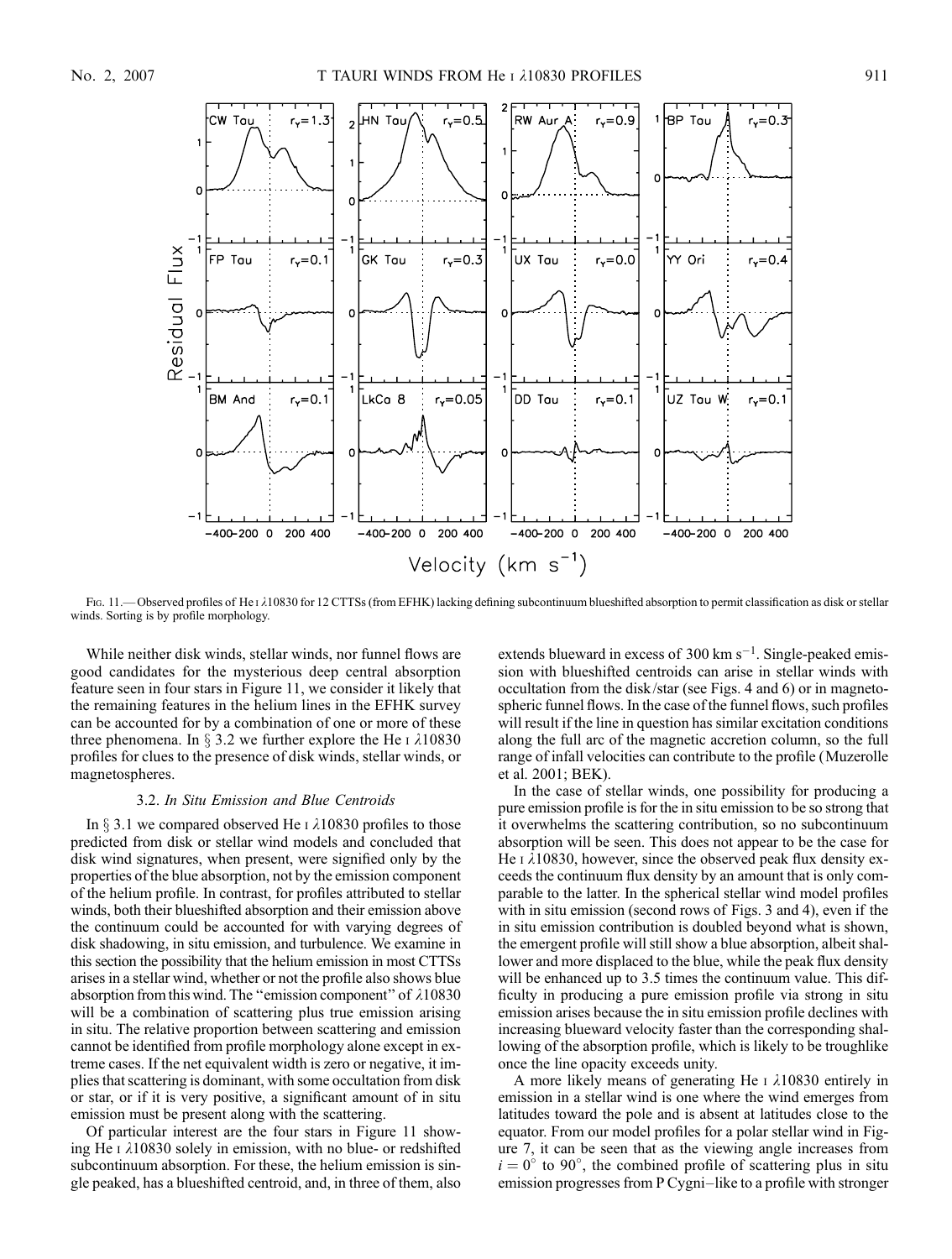Fig. 11.— Observed profiles of He I λ10830 for 12 CTTSs (from EFHK) lacking defining subcontinuum blueshifted absorption to permit classification as disk or stellar winds. Sorting is by profile morphology.

While neither disk winds, stellar winds, nor funnel flows are good candidates for the mysterious deep central absorption feature seen in four stars in Figure 11, we consider it likely that the remaining features in the helium lines in the EFHK survey can be accounted for by a combination of one or more of these three phenomena. In § 3.2 we further explore the He I λ10830 profiles for clues to the presence of disk winds, stellar winds, or magnetospheres.

### 3.2. *In Situ Emission and Blue Centroids*

In § 3.1 we compared observed He I λ10830 profiles to those predicted from disk or stellar wind models and concluded that disk wind signatures, when present, were signified only by the properties of the blue absorption, not by the emission component of the helium profile. In contrast, for profiles attributed to stellar winds, both their blueshifted absorption and their emission above the continuum could be accounted for with varying degrees of disk shadowing, in situ emission, and turbulence. We examine in this section the possibility that the helium emission in most CTTSs arises in a stellar wind, whether or not the profile also shows blue absorption from this wind. The "emission component" of λ10830 will be a combination of scattering plus true emission arising in situ. The relative proportion between scattering and emission cannot be identified from profile morphology alone except in extreme cases. If the net equivalent width is zero or negative, it implies that scattering is dominant, with some occultation from disk or star, or if it is very positive, a significant amount of in situ emission must be present along with the scattering.

Of particular interest are the four stars in Figure 11 showing He I λ10830 solely in emission, with no blue- or redshifted subcontinuum absorption. For these, the helium emission is single peaked, has a blueshifted centroid, and, in three of them, also extends blueward in excess of 300 km $s^{-1}$. Single-peaked emission with blueshifted centroids can arise in stellar winds with occultation from the disk/star (see Figs. 4 and 6) or in magnetospheric funnel flows. In the case of the funnel flows, such profiles will result if the line in question has similar excitation conditions along the full arc of the magnetic accretion column, so the full range of infall velocities can contribute to the profile (Muzerolle et al. 2001; BEK).

In the case of stellar winds, one possibility for producing a pure emission profile is for the in situ emission to be so strong that it overwhelms the scattering contribution, so no subcontinuum absorption will be seen. This does not appear to be the case for He I λ10830, however, since the observed peak flux density exceeds the continuum flux density by an amount that is only comparable to the latter. In the spherical stellar wind model profiles with in situ emission (second rows of Figs. 3 and 4), even if the in situ emission contribution is doubled beyond what is shown, the emergent profile will still show a blue absorption, albeit shallower and more displaced to the blue, while the peak flux density will be enhanced up to 3.5 times the continuum value. This difficulty in producing a pure emission profile via strong in situ emission arises because the in situ emission profile declines with increasing blueward velocity faster than the corresponding shallowing of the absorption profile, which is likely to be troughlike once the line opacity exceeds unity.

A more likely means of generating He I λ10830 entirely in emission in a stellar wind is one where the wind emerges from latitudes toward the pole and is absent at latitudes close to the equator. From our model profiles for a polar stellar wind in Figure 7, it can be seen that as the viewing angle increases from $i = 0°$ to 90°, the combined profile of scattering plus in situ emission progresses from P Cygni–like to a profile with stronger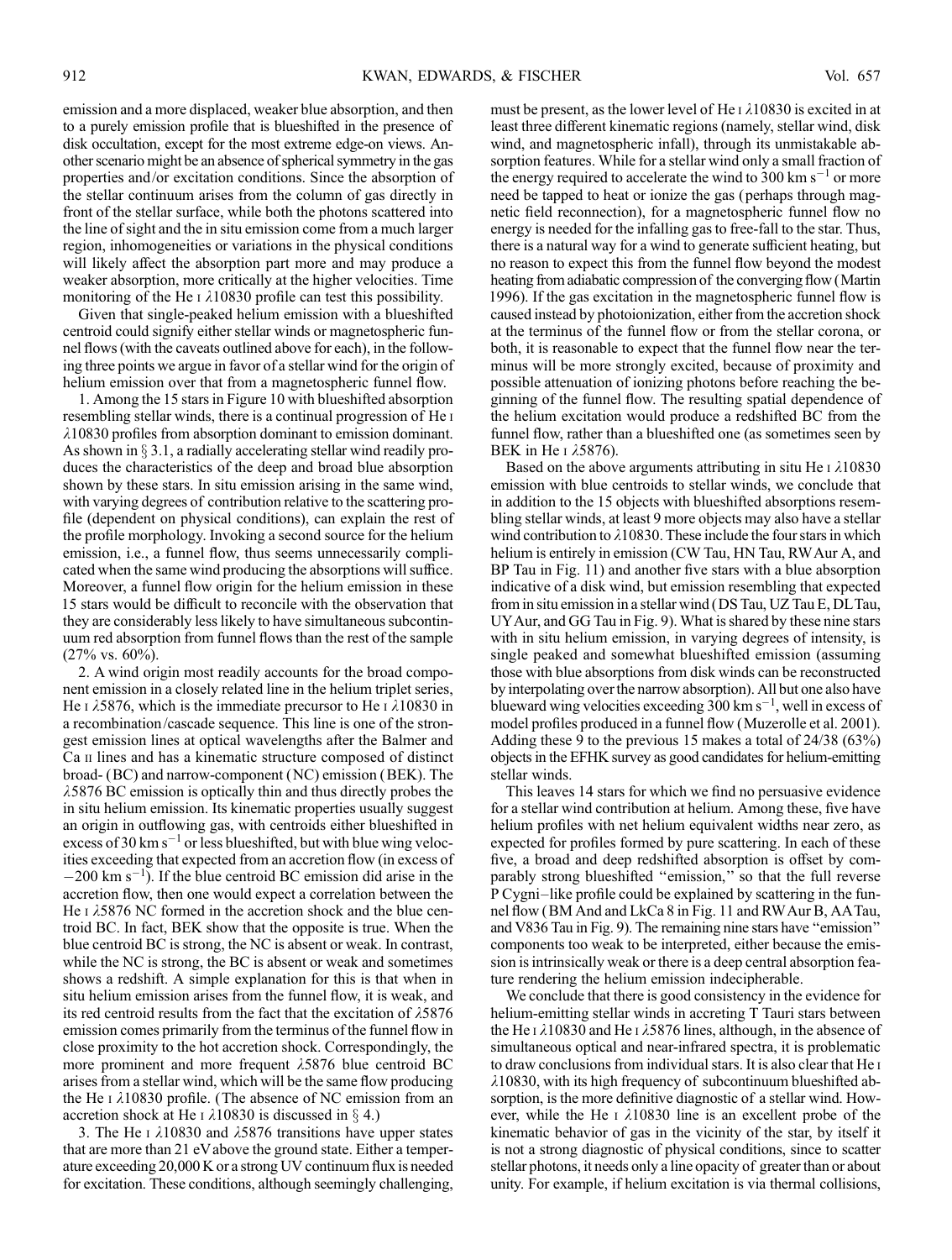emission and a more displaced, weaker blue absorption, and then to a purely emission profile that is blueshifted in the presence of disk occultation, except for the most extreme edge-on views. Another scenario might be an absence of spherical symmetry in the gas properties and/or excitation conditions. Since the absorption of the stellar continuum arises from the column of gas directly in front of the stellar surface, while both the photons scattered into the line of sight and the in situ emission come from a much larger region, inhomogeneities or variations in the physical conditions will likely affect the absorption part more and may produce a weaker absorption, more critically at the higher velocities. Time monitoring of the He I $\lambda10830$ profile can test this possibility.

Given that single-peaked helium emission with a blueshifted centroid could signify either stellar winds or magnetospheric funnel flows (with the caveats outlined above for each), in the following three points we argue in favor of a stellar wind for the origin of helium emission over that from a magnetospheric funnel flow.

1. Among the 15 stars in Figure 10 with blueshifted absorption resembling stellar winds, there is a continual progression of He I $\lambda10830$ profiles from absorption dominant to emission dominant. As shown in § 3.1, a radially accelerating stellar wind readily produces the characteristics of the deep and broad blue absorption shown by these stars. In situ emission arising in the same wind, with varying degrees of contribution relative to the scattering profile (dependent on physical conditions), can explain the rest of the profile morphology. Invoking a second source for the helium emission, i.e., a funnel flow, thus seems unnecessarily complicated when the same wind producing the absorptions will suffice. Moreover, a funnel flow origin for the helium emission in these 15 stars would be difficult to reconcile with the observation that they are considerably less likely to have simultaneous subcontinuum red absorption from funnel flows than the rest of the sample (27% vs. 60%).

2. A wind origin most readily accounts for the broad component emission in a closely related line in the helium triplet series, He I $\lambda5876$, which is the immediate precursor to He I $\lambda10830$ in a recombination/cascade sequence. This line is one of the strongest emission lines at optical wavelengths after the Balmer and Ca II lines and has a kinematic structure composed of distinct broad- (BC) and narrow-component (NC) emission (BEK). The $\lambda5876$ BC emission is optically thin and thus directly probes the in situ helium emission. Its kinematic properties usually suggest an origin in outflowing gas, with centroids either blueshifted in excess of 30 km s$^{-1}$ or less blueshifted, but with blue wing velocities exceeding that expected from an accretion flow (in excess of $-200$ km s$^{-1}$). If the blue centroid BC emission did arise in the accretion flow, then one would expect a correlation between the He I $\lambda5876$ NC formed in the accretion shock and the blue centroid BC. In fact, BEK show that the opposite is true. When the blue centroid BC is strong, the NC is absent or weak. In contrast, while the NC is strong, the BC is absent or weak and sometimes shows a redshift. A simple explanation for this is that when in situ helium emission arises from the funnel flow, it is weak, and its red centroid results from the fact that the excitation of $\lambda5876$ emission comes primarily from the terminus of the funnel flow in close proximity to the hot accretion shock. Correspondingly, the more prominent and more frequent $\lambda5876$ blue centroid BC arises from a stellar wind, which will be the same flow producing the He I $\lambda10830$ profile. (The absence of NC emission from an accretion shock at He I $\lambda10830$ is discussed in § 4.)

3. The He I $\lambda10830$ and $\lambda5876$ transitions have upper states that are more than 21 eV above the ground state. Either a temperature exceeding 20,000 K or a strong UV continuum flux is needed for excitation. These conditions, although seemingly challenging, must be present, as the lower level of He I $\lambda10830$ is excited in at least three different kinematic regions (namely, stellar wind, disk wind, and magnetospheric infall), through its unmistakable absorption features. While for a stellar wind only a small fraction of the energy required to accelerate the wind to 300 km s$^{-1}$ or more need be tapped to heat or ionize the gas (perhaps through magnetic field reconnection), for a magnetospheric funnel flow no energy is needed for the infalling gas to free-fall to the star. Thus, there is a natural way for a wind to generate sufficient heating, but no reason to expect this from the funnel flow beyond the modest heating from adiabatic compression of the converging flow (Martin 1996). If the gas excitation in the magnetospheric funnel flow is caused instead by photoionization, either from the accretion shock at the terminus of the funnel flow or from the stellar corona, or both, it is reasonable to expect that the funnel flow near the terminus will be more strongly excited, because of proximity and possible attenuation of ionizing photons before reaching the beginning of the funnel flow. The resulting spatial dependence of the helium excitation would produce a redshifted BC from the funnel flow, rather than a blueshifted one (as sometimes seen by BEK in He I $\lambda5876$).

Based on the above arguments attributing in situ He I $\lambda10830$ emission with blue centroids to stellar winds, we conclude that in addition to the 15 objects with blueshifted absorptions resembling stellar winds, at least 9 more objects may also have a stellar wind contribution to $\lambda10830$. These include the four stars in which helium is entirely in emission (CW Tau, HN Tau, RW Aur A, and BP Tau in Fig. 11) and another five stars with a blue absorption indicative of a disk wind, but emission resembling that expected from in situ emission in a stellar wind (DS Tau, UZ Tau E, DL Tau, UY Aur, and GG Tau in Fig. 9). What is shared by these nine stars with in situ helium emission, in varying degrees of intensity, is single peaked and somewhat blueshifted emission (assuming those with blue absorptions from disk winds can be reconstructed by interpolating over the narrow absorption). All but one also have blueward wing velocities exceeding 300 km s$^{-1}$, well in excess of model profiles produced in a funnel flow (Muzerolle et al. 2001). Adding these 9 to the previous 15 makes a total of 24/38 (63%) objects in the EFHK survey as good candidates for helium-emitting stellar winds.

This leaves 14 stars for which we find no persuasive evidence for a stellar wind contribution at helium. Among these, five have helium profiles with net helium equivalent widths near zero, as expected for profiles formed by pure scattering. In each of these five, a broad and deep redshifted absorption is offset by comparably strong blueshifted "emission," so that the full reverse P Cygni–like profile could be explained by scattering in the funnel flow (BM And and LkCa 8 in Fig. 11 and RW Aur B, AA Tau, and V836 Tau in Fig. 9). The remaining nine stars have "emission" components too weak to be interpreted, either because the emission is intrinsically weak or there is a deep central absorption feature rendering the helium emission indecipherable.

We conclude that there is good consistency in the evidence for helium-emitting stellar winds in accreting T Tauri stars between the He I $\lambda10830$ and He I $\lambda5876$ lines, although, in the absence of simultaneous optical and near-infrared spectra, it is problematic to draw conclusions from individual stars. It is also clear that He I $\lambda10830$, with its high frequency of subcontinuum blueshifted absorption, is the more definitive diagnostic of a stellar wind. However, while the He I $\lambda10830$ line is an excellent probe of the kinematic behavior of gas in the vicinity of the star, by itself it is not a strong diagnostic of physical conditions, since to scatter stellar photons, it needs only a line opacity of greater than or about unity. For example, if helium excitation is via thermal collisions,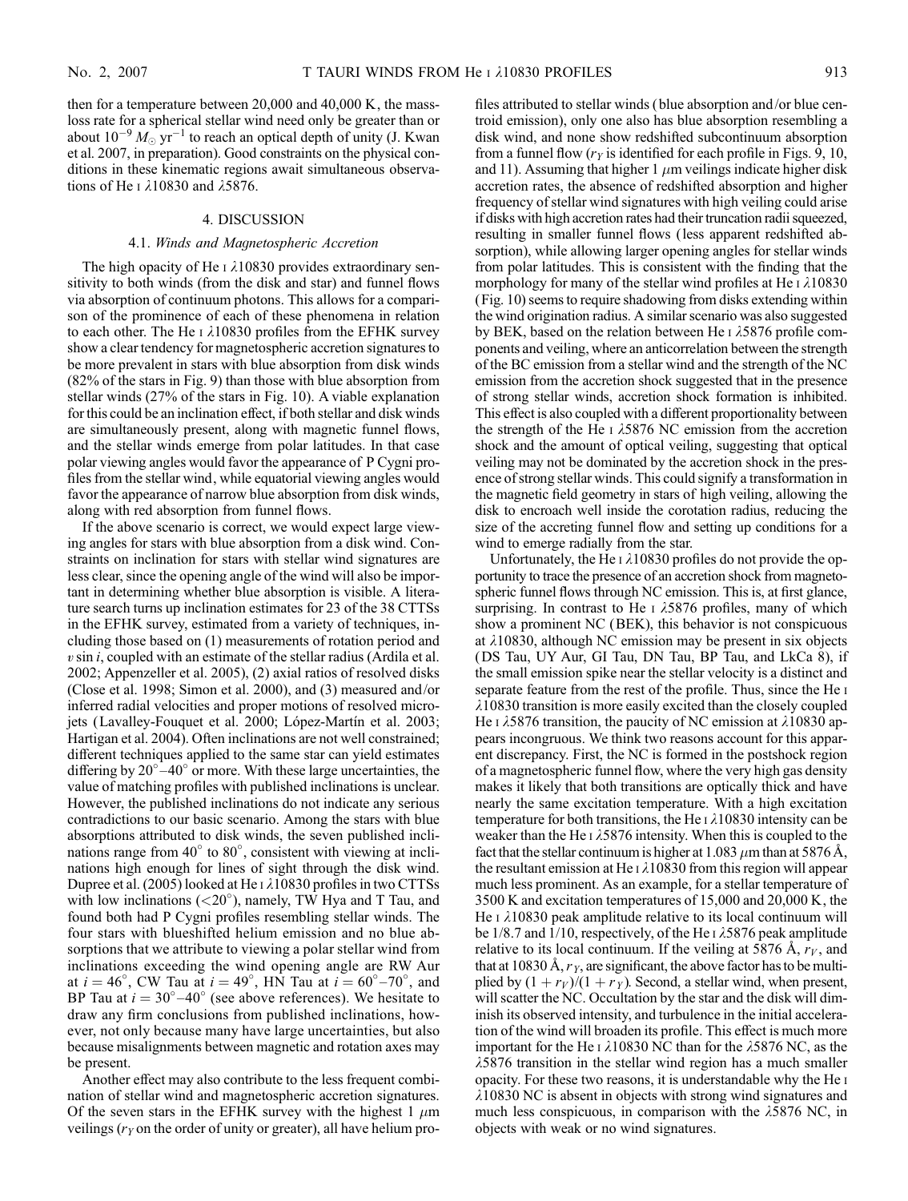then for a temperature between 20,000 and 40,000 K, the mass-loss rate for a spherical stellar wind need only be greater than or about $10^{-9}$ $M_\odot$ yr$^{-1}$ to reach an optical depth of unity (J. Kwan et al. 2007, in preparation). Good constraints on the physical conditions in these kinematic regions await simultaneous observations of He I λ10830 and λ5876.

## 4. DISCUSSION

### 4.1. *Winds and Magnetospheric Accretion*

The high opacity of He I λ10830 provides extraordinary sensitivity to both winds (from the disk and star) and funnel flows via absorption of continuum photons. This allows for a comparison of the prominence of each of these phenomena in relation to each other. The He I λ10830 profiles from the EFHK survey show a clear tendency for magnetospheric accretion signatures to be more prevalent in stars with blue absorption from disk winds (82% of the stars in Fig. 9) than those with blue absorption from stellar winds (27% of the stars in Fig. 10). A viable explanation for this could be an inclination effect, if both stellar and disk winds are simultaneously present, along with magnetic funnel flows, and the stellar winds emerge from polar latitudes. In that case polar viewing angles would favor the appearance of P Cygni profiles from the stellar wind, while equatorial viewing angles would favor the appearance of narrow blue absorption from disk winds, along with red absorption from funnel flows.

If the above scenario is correct, we would expect large viewing angles for stars with blue absorption from a disk wind. Constraints on inclination for stars with stellar wind signatures are less clear, since the opening angle of the wind will also be important in determining whether blue absorption is visible. A literature search turns up inclination estimates for 23 of the 38 CTTSs in the EFHK survey, estimated from a variety of techniques, including those based on (1) measurements of rotation period and $v \sin i$, coupled with an estimate of the stellar radius (Ardila et al. 2002; Appenzeller et al. 2005), (2) axial ratios of resolved disks (Close et al. 1998; Simon et al. 2000), and (3) measured and/or inferred radial velocities and proper motions of resolved microjets (Lavalley-Fouquet et al. 2000; López-Martín et al. 2003; Hartigan et al. 2004). Often inclinations are not well constrained; different techniques applied to the same star can yield estimates differing by 20°–40° or more. With these large uncertainties, the value of matching profiles with published inclinations is unclear. However, the published inclinations do not indicate any serious contradictions to our basic scenario. Among the stars with blue absorptions attributed to disk winds, the seven published inclinations range from 40° to 80°, consistent with viewing at inclinations high enough for lines of sight through the disk wind. Dupree et al. (2005) looked at He I λ10830 profiles in two CTTSs with low inclinations (<20°), namely, TW Hya and T Tau, and found both had P Cygni profiles resembling stellar winds. The four stars with blueshifted helium emission and no blue absorptions that we attribute to viewing a polar stellar wind from inclinations exceeding the wind opening angle are RW Aur at $i = 46°$, CW Tau at $i = 49°$, HN Tau at $i = 60°–70°$, and BP Tau at $i = 30°–40°$ (see above references). We hesitate to draw any firm conclusions from published inclinations, however, not only because many have large uncertainties, but also because misalignments between magnetic and rotation axes may be present.

Another effect may also contribute to the less frequent combination of stellar wind and magnetospheric accretion signatures. Of the seven stars in the EFHK survey with the highest 1 μm veilings ($r_Y$ on the order of unity or greater), all have helium profiles attributed to stellar winds (blue absorption and/or blue centroid emission), only one also has blue absorption resembling a disk wind, and none show redshifted subcontinuum absorption from a funnel flow ($r_Y$ is identified for each profile in Figs. 9, 10, and 11). Assuming that higher 1 μm veilings indicate higher disk accretion rates, the absence of redshifted absorption and higher frequency of stellar wind signatures with high veiling could arise if disks with high accretion rates had their truncation radii squeezed, resulting in smaller funnel flows (less apparent redshifted absorption), while allowing larger opening angles for stellar winds from polar latitudes. This is consistent with the finding that the morphology for many of the stellar wind profiles at He I λ10830 (Fig. 10) seems to require shadowing from disks extending within the wind origination radius. A similar scenario was also suggested by BEK, based on the relation between He I λ5876 profile components and veiling, where an anticorrelation between the strength of the BC emission from a stellar wind and the strength of the NC emission from the accretion shock suggested that in the presence of strong stellar winds, accretion shock formation is inhibited. This effect is also coupled with a different proportionality between the strength of the He I λ5876 NC emission from the accretion shock and the amount of optical veiling, suggesting that optical veiling may not be dominated by the accretion shock in the presence of strong stellar winds. This could signify a transformation in the magnetic field geometry in stars of high veiling, allowing the disk to encroach well inside the corotation radius, reducing the size of the accreting funnel flow and setting up conditions for a wind to emerge radially from the star.

Unfortunately, the He I λ10830 profiles do not provide the opportunity to trace the presence of an accretion shock from magnetospheric funnel flows through NC emission. This is, at first glance, surprising. In contrast to He I λ5876 profiles, many of which show a prominent NC (BEK), this behavior is not conspicuous at λ10830, although NC emission may be present in six objects (DS Tau, UY Aur, GI Tau, DN Tau, BP Tau, and LkCa 8), if the small emission spike near the stellar velocity is a distinct and separate feature from the rest of the profile. Thus, since the He I λ10830 transition is more easily excited than the closely coupled He I λ5876 transition, the paucity of NC emission at λ10830 appears incongruous. We think two reasons account for this apparent discrepancy. First, the NC is formed in the postshock region of a magnetospheric funnel flow, where the very high gas density makes it likely that both transitions are optically thick and have nearly the same excitation temperature. With a high excitation temperature for both transitions, the He I λ10830 intensity can be weaker than the He I λ5876 intensity. When this is coupled to the fact that the stellar continuum is higher at 1.083 μm than at 5876 Å, the resultant emission at He I λ10830 from this region will appear much less prominent. As an example, for a stellar temperature of 3500 K and excitation temperatures of 15,000 and 20,000 K, the He I λ10830 peak amplitude relative to its local continuum will be 1/8.7 and 1/10, respectively, of the He I λ5876 peak amplitude relative to its local continuum. If the veiling at 5876 Å, $r_V$, and that at 10830 Å, $r_Y$, are significant, the above factor has to be multiplied by $(1 + r_V)/(1 + r_Y)$. Second, a stellar wind, when present, will scatter the NC. Occultation by the star and the disk will diminish its observed intensity, and turbulence in the initial acceleration of the wind will broaden its profile. This effect is much more important for the He I λ10830 NC than for the λ5876 NC, as the λ5876 transition in the stellar wind region has a much smaller opacity. For these two reasons, it is understandable why the He I λ10830 NC is absent in objects with strong wind signatures and much less conspicuous, in comparison with the λ5876 NC, in objects with weak or no wind signatures.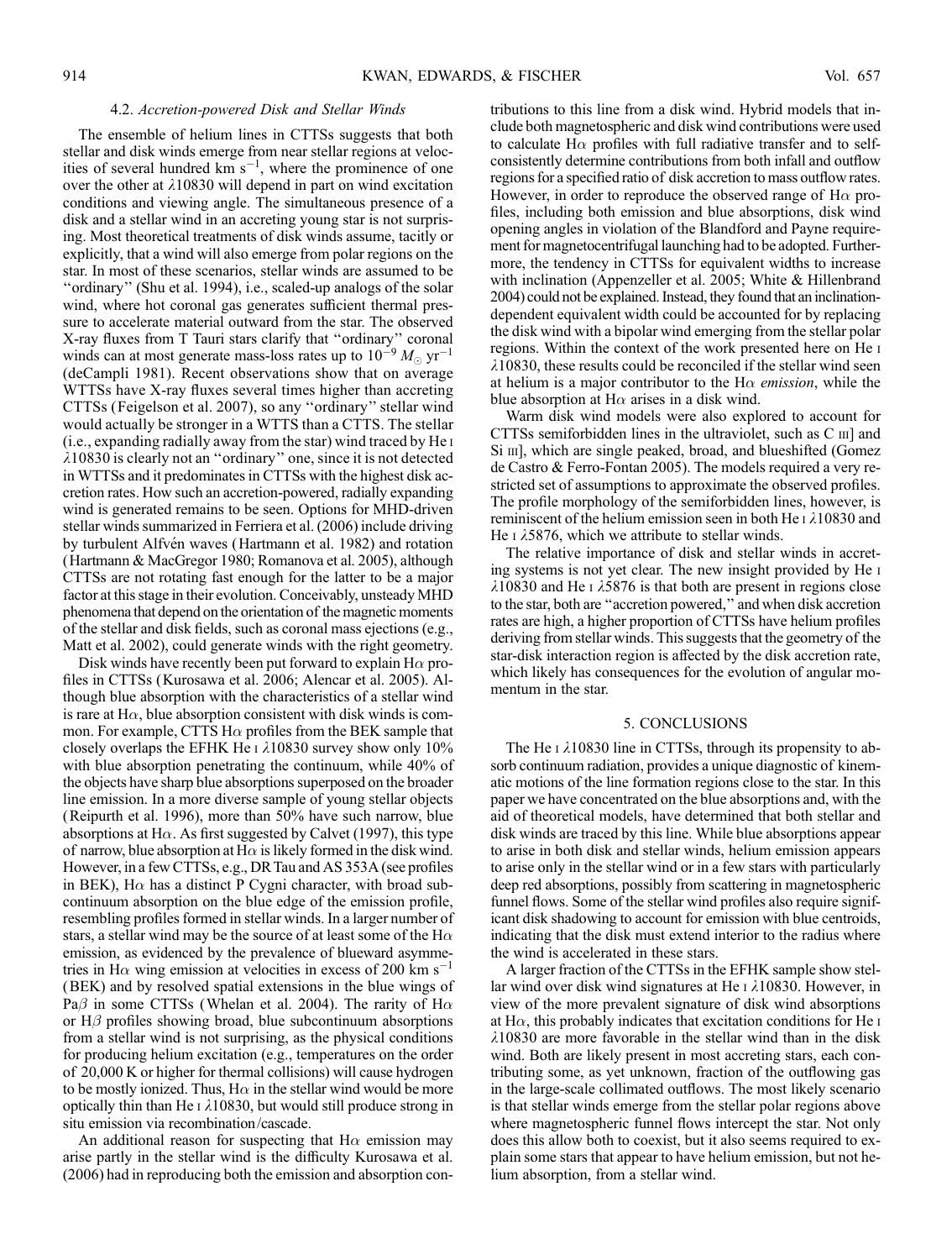### 4.2. *Accretion-powered Disk and Stellar Winds*

The ensemble of helium lines in CTTSs suggests that both stellar and disk winds emerge from near stellar regions at velocities of several hundred km $s^{-1}$, where the prominence of one over the other at λ10830 will depend in part on wind excitation conditions and viewing angle. The simultaneous presence of a disk and a stellar wind in an accreting young star is not surprising. Most theoretical treatments of disk winds assume, tacitly or explicitly, that a wind will also emerge from polar regions on the star. In most of these scenarios, stellar winds are assumed to be "ordinary" (Shu et al. 1994), i.e., scaled-up analogs of the solar wind, where hot coronal gas generates sufficient thermal pressure to accelerate material outward from the star. The observed X-ray fluxes from T Tauri stars clarify that "ordinary" coronal winds can at most generate mass-loss rates up to $10^{-9}\ M_\odot\ \mathrm{yr}^{-1}$ (deCampli 1981). Recent observations show that on average WTTSs have X-ray fluxes several times higher than accreting CTTSs (Feigelson et al. 2007), so any "ordinary" stellar wind would actually be stronger in a WTTS than a CTTS. The stellar (i.e., expanding radially away from the star) wind traced by He I λ10830 is clearly not an "ordinary" one, since it is not detected in WTTSs and it predominates in CTTSs with the highest disk accretion rates. How such an accretion-powered, radially expanding wind is generated remains to be seen. Options for MHD-driven stellar winds summarized in Ferriera et al. (2006) include driving by turbulent Alfvén waves (Hartmann et al. 1982) and rotation (Hartmann & MacGregor 1980; Romanova et al. 2005), although CTTSs are not rotating fast enough for the latter to be a major factor at this stage in their evolution. Conceivably, unsteady MHD phenomena that depend on the orientation of the magnetic moments of the stellar and disk fields, such as coronal mass ejections (e.g., Matt et al. 2002), could generate winds with the right geometry.

Disk winds have recently been put forward to explain Hα profiles in CTTSs (Kurosawa et al. 2006; Alencar et al. 2005). Although blue absorption with the characteristics of a stellar wind is rare at Hα, blue absorption consistent with disk winds is common. For example, CTTS Hα profiles from the BEK sample that closely overlaps the EFHK He I λ10830 survey show only 10% with blue absorption penetrating the continuum, while 40% of the objects have sharp blue absorptions superposed on the broader line emission. In a more diverse sample of young stellar objects (Reipurth et al. 1996), more than 50% have such narrow, blue absorptions at Hα. As first suggested by Calvet (1997), this type of narrow, blue absorption at Hα is likely formed in the disk wind. However, in a few CTTSs, e.g., DR Tau and AS 353A (see profiles in BEK), Hα has a distinct P Cygni character, with broad subcontinuum absorption on the blue edge of the emission profile, resembling profiles formed in stellar winds. In a larger number of stars, a stellar wind may be the source of at least some of the Hα emission, as evidenced by the prevalence of blueward asymmetries in Hα wing emission at velocities in excess of 200 km $s^{-1}$ (BEK) and by resolved spatial extensions in the blue wings of Paβ in some CTTSs (Whelan et al. 2004). The rarity of Hα or Hβ profiles showing broad, blue subcontinuum absorptions from a stellar wind is not surprising, as the physical conditions for producing helium excitation (e.g., temperatures on the order of 20,000 K or higher for thermal collisions) will cause hydrogen to be mostly ionized. Thus, Hα in the stellar wind would be more optically thin than He I λ10830, but would still produce strong in situ emission via recombination/cascade.

An additional reason for suspecting that Hα emission may arise partly in the stellar wind is the difficulty Kurosawa et al. (2006) had in reproducing both the emission and absorption contributions to this line from a disk wind. Hybrid models that include both magnetospheric and disk wind contributions were used to calculate Hα profiles with full radiative transfer and to self-consistently determine contributions from both infall and outflow regions for a specified ratio of disk accretion to mass outflow rates. However, in order to reproduce the observed range of Hα profiles, including both emission and blue absorptions, disk wind opening angles in violation of the Blandford and Payne requirement for magnetocentrifugal launching had to be adopted. Furthermore, the tendency in CTTSs for equivalent widths to increase with inclination (Appenzeller et al. 2005; White & Hillenbrand 2004) could not be explained. Instead, they found that an inclination-dependent equivalent width could be accounted for by replacing the disk wind with a bipolar wind emerging from the stellar polar regions. Within the context of the work presented here on He I λ10830, these results could be reconciled if the stellar wind seen at helium is a major contributor to the Hα *emission*, while the blue absorption at Hα arises in a disk wind.

Warm disk wind models were also explored to account for CTTSs semiforbidden lines in the ultraviolet, such as C III] and Si III], which are single peaked, broad, and blueshifted (Gomez de Castro & Ferro-Fontan 2005). The models required a very restricted set of assumptions to approximate the observed profiles. The profile morphology of the semiforbidden lines, however, is reminiscent of the helium emission seen in both He I λ10830 and He I λ5876, which we attribute to stellar winds.

The relative importance of disk and stellar winds in accreting systems is not yet clear. The new insight provided by He I λ10830 and He I λ5876 is that both are present in regions close to the star, both are "accretion powered," and when disk accretion rates are high, a higher proportion of CTTSs have helium profiles deriving from stellar winds. This suggests that the geometry of the star-disk interaction region is affected by the disk accretion rate, which likely has consequences for the evolution of angular momentum in the star.

## 5. CONCLUSIONS

The He I λ10830 line in CTTSs, through its propensity to absorb continuum radiation, provides a unique diagnostic of kinematic motions of the line formation regions close to the star. In this paper we have concentrated on the blue absorptions and, with the aid of theoretical models, have determined that both stellar and disk winds are traced by this line. While blue absorptions appear to arise in both disk and stellar winds, helium emission appears to arise only in the stellar wind or in a few stars with particularly deep red absorptions, possibly from scattering in magnetospheric funnel flows. Some of the stellar wind profiles also require significant disk shadowing to account for emission with blue centroids, indicating that the disk must extend interior to the radius where the wind is accelerated in these stars.

A larger fraction of the CTTSs in the EFHK sample show stellar wind over disk wind signatures at He I λ10830. However, in view of the more prevalent signature of disk wind absorptions at Hα, this probably indicates that excitation conditions for He I λ10830 are more favorable in the stellar wind than in the disk wind. Both are likely present in most accreting stars, each contributing some, as yet unknown, fraction of the outflowing gas in the large-scale collimated outflows. The most likely scenario is that stellar winds emerge from the stellar polar regions above where magnetospheric funnel flows intercept the star. Not only does this allow both to coexist, but it also seems required to explain some stars that appear to have helium emission, but not helium absorption, from a stellar wind.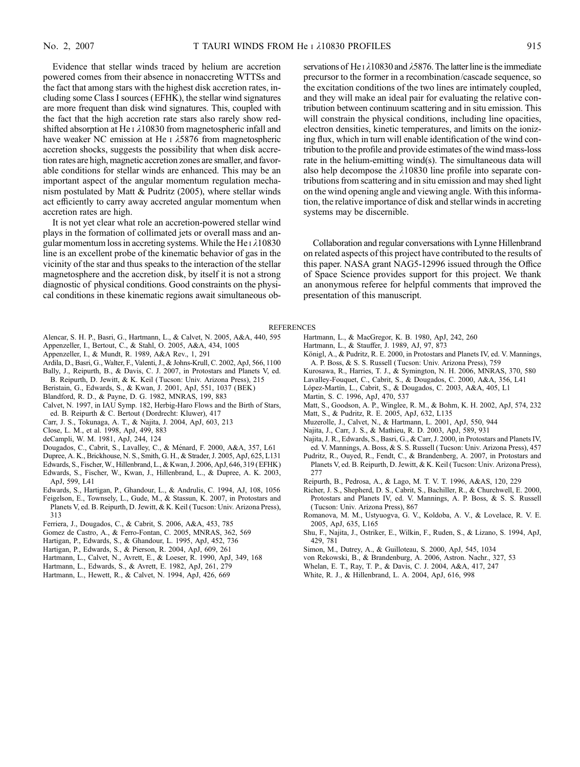Evidence that stellar winds traced by helium are accretion powered comes from their absence in nonaccreting WTTSs and the fact that among stars with the highest disk accretion rates, including some Class I sources (EFHK), the stellar wind signatures are more frequent than disk wind signatures. This, coupled with the fact that the high accretion rate stars also rarely show redshifted absorption at He I $\lambda$10830 from magnetospheric infall and have weaker NC emission at He I $\lambda$5876 from magnetospheric accretion shocks, suggests the possibility that when disk accretion rates are high, magnetic accretion zones are smaller, and favorable conditions for stellar winds are enhanced. This may be an important aspect of the angular momentum regulation mechanism postulated by Matt & Pudritz (2005), where stellar winds act efficiently to carry away accreted angular momentum when accretion rates are high.

It is not yet clear what role an accretion-powered stellar wind plays in the formation of collimated jets or overall mass and angular momentum loss in accreting systems. While the He I $\lambda$10830 line is an excellent probe of the kinematic behavior of gas in the vicinity of the star and thus speaks to the interaction of the stellar magnetosphere and the accretion disk, by itself it is not a strong diagnostic of physical conditions. Good constraints on the physical conditions in these kinematic regions await simultaneous observations of He I $\lambda$10830 and $\lambda$5876. The latter line is the immediate precursor to the former in a recombination/cascade sequence, so the excitation conditions of the two lines are intimately coupled, and they will make an ideal pair for evaluating the relative contribution between continuum scattering and in situ emission. This will constrain the physical conditions, including line opacities, electron densities, kinetic temperatures, and limits on the ionizing flux, which in turn will enable identification of the wind contribution to the profile and provide estimates of the wind mass-loss rate in the helium-emitting wind(s). The simultaneous data will also help decompose the $\lambda$10830 line profile into separate contributions from scattering and in situ emission and may shed light on the wind opening angle and viewing angle. With this information, the relative importance of disk and stellar winds in accreting systems may be discernible.

Collaboration and regular conversations with Lynne Hillenbrand on related aspects of this project have contributed to the results of this paper. NASA grant NAG5-12996 issued through the Office of Space Science provides support for this project. We thank an anonymous referee for helpful comments that improved the presentation of this manuscript.

## REFERENCES

Alencar, S. H. P., Basri, G., Hartmann, L., & Calvet, N. 2005, A&A, 440, 595
Appenzeller, I., Bertout, C., & Stahl, O. 2005, A&A, 434, 1005
Appenzeller, I., & Mundt, R. 1989, A&A Rev., 1, 291
Ardila, D., Basri, G., Walter, F., Valenti, J., & Johns-Krull, C. 2002, ApJ, 566, 1100
Bally, J., Reipurth, B., & Davis, C. J. 2007, in Protostars and Planets V, ed. B. Reipurth, D. Jewitt, & K. Keil (Tucson: Univ. Arizona Press), 215
Beristain, G., Edwards, S., & Kwan, J. 2001, ApJ, 551, 1037 (BEK)
Blandford, R. D., & Payne, D. G. 1982, MNRAS, 199, 883
Calvet, N. 1997, in IAU Symp. 182, Herbig-Haro Flows and the Birth of Stars, ed. B. Reipurth & C. Bertout (Dordrecht: Kluwer), 417
Carr, J. S., Tokunaga, A. T., & Najita, J. 2004, ApJ, 603, 213
Close, L. M., et al. 1998, ApJ, 499, 883
deCampli, W. M. 1981, ApJ, 244, 124
Dougados, C., Cabrit, S., Lavalley, C., & Ménard, F. 2000, A&A, 357, L61
Dupree, A. K., Brickhouse, N. S., Smith, G. H., & Strader, J. 2005, ApJ, 625, L131
Edwards, S., Fischer, W., Hillenbrand, L., & Kwan, J. 2006, ApJ, 646, 319 (EFHK)
Edwards, S., Fischer, W., Kwan, J., Hillenbrand, L., & Dupree, A. K. 2003, ApJ, 599, L41
Edwards, S., Hartigan, P., Ghandour, L., & Andrulis, C. 1994, AJ, 108, 1056
Feigelson, E., Townsely, L., Gude, M., & Stassun, K. 2007, in Protostars and Planets V, ed. B. Reipurth, D. Jewitt, & K. Keil (Tucson: Univ. Arizona Press), 313
Ferriera, J., Dougados, C., & Cabrit, S. 2006, A&A, 453, 785
Gomez de Castro, A., & Ferro-Fontan, C. 2005, MNRAS, 362, 569
Hartigan, P., Edwards, S., & Ghandour, L. 1995, ApJ, 452, 736
Hartigan, P., Edwards, S., & Pierson, R. 2004, ApJ, 609, 261
Hartmann, L., Calvet, N., Avrett, E., & Loeser, R. 1990, ApJ, 349, 168
Hartmann, L., Edwards, S., & Avrett, E. 1982, ApJ, 261, 279
Hartmann, L., Hewett, R., & Calvet, N. 1994, ApJ, 426, 669
Hartmann, L., & MacGregor, K. B. 1980, ApJ, 242, 260
Hartmann, L., & Stauffer, J. 1989, AJ, 97, 873
Königl, A., & Pudritz, R. E. 2000, in Protostars and Planets IV, ed. V. Mannings, A. P. Boss, & S. S. Russell (Tucson: Univ. Arizona Press), 759
Kurosawa, R., Harries, T. J., & Symington, N. H. 2006, MNRAS, 370, 580
Lavalley-Fouquet, C., Cabrit, S., & Dougados, C. 2000, A&A, 356, L41
López-Martín, L., Cabrit, S., & Dougados, C. 2003, A&A, 405, L1
Martin, S. C. 1996, ApJ, 470, 537
Matt, S., Goodson, A. P., Winglee, R. M., & Bohm, K. H. 2002, ApJ, 574, 232
Matt, S., & Pudritz, R. E. 2005, ApJ, 632, L135
Muzerolle, J., Calvet, N., & Hartmann, L. 2001, ApJ, 550, 944
Najita, J., Carr, J. S., & Mathieu, R. D. 2003, ApJ, 589, 931
Najita, J. R., Edwards, S., Basri, G., & Carr, J. 2000, in Protostars and Planets IV, ed. V. Mannings, A. Boss, & S. S. Russell (Tucson: Univ. Arizona Press), 457
Pudritz, R., Ouyed, R., Fendt, C., & Brandenberg, A. 2007, in Protostars and Planets V, ed. B. Reipurth, D. Jewitt, & K. Keil (Tucson: Univ. Arizona Press), 277
Reipurth, B., Pedrosa, A., & Lago, M. T. V. T. 1996, A&AS, 120, 229
Richer, J. S., Shepherd, D. S., Cabrit, S., Bachiller, R., & Churchwell, E. 2000, Protostars and Planets IV, ed. V. Mannings, A. P. Boss, & S. S. Russell (Tucson: Univ. Arizona Press), 867
Romanova, M. M., Ustyuogva, G. V., Koldoba, A. V., & Lovelace, R. V. E. 2005, ApJ, 635, L165
Shu, F., Najita, J., Ostriker, E., Wilkin, F., Ruden, S., & Lizano, S. 1994, ApJ, 429, 781
Simon, M., Dutrey, A., & Guilloteau, S. 2000, ApJ, 545, 1034
von Rekowski, B., & Brandenburg, A. 2006, Astron. Nachr., 327, 53
Whelan, E. T., Ray, T. P., & Davis, C. J. 2004, A&A, 417, 247
White, R. J., & Hillenbrand, L. A. 2004, ApJ, 616, 998